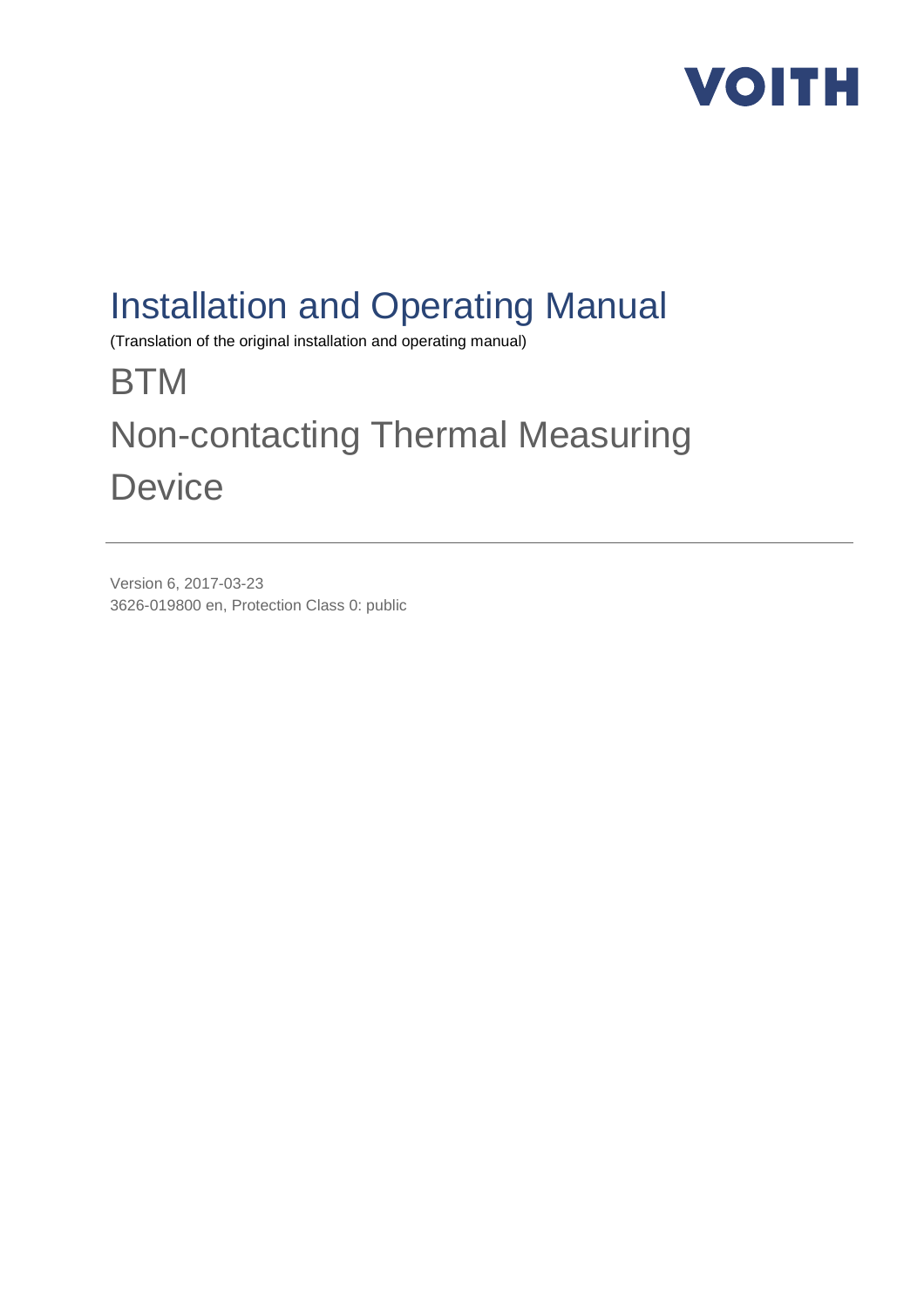VOITH

# Installation and Operating Manual

(Translation of the original installation and operating manual)

## BTM

## Non-contacting Thermal Measuring Device

Version 6, 2017-03-23

3626-019800 en, Protection Class 0: public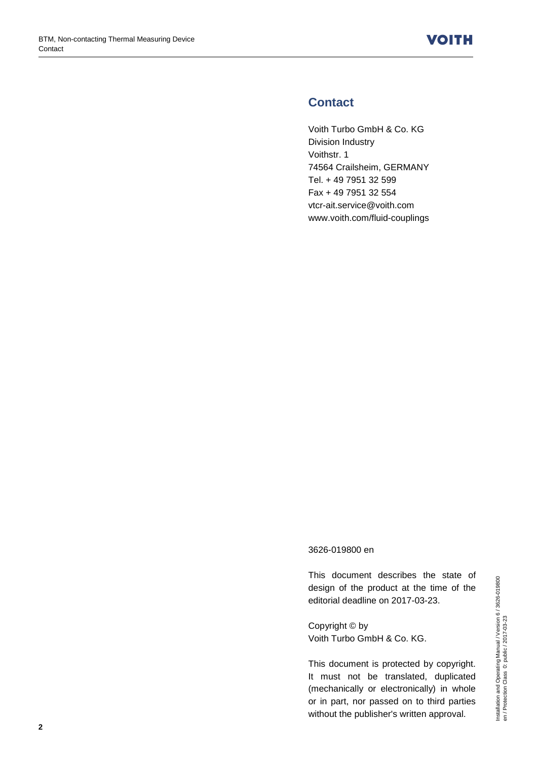## Contact

Voith Turbo GmbH & Co. KG
Division Industry
Voithstr. 1
74564 Crailsheim, GERMANY
Tel. + 49 7951 32 599
Fax + 49 7951 32 554
vtcr-ait.service@voith.com
www.voith.com/fluid-couplings

3626-019800 en

This document describes the state of design of the product at the time of the editorial deadline on 2017-03-23.

Copyright © by
Voith Turbo GmbH & Co. KG.

This document is protected by copyright. It must not be translated, duplicated (mechanically or electronically) in whole or in part, nor passed on to third parties without the publisher's written approval.

Installation and Operating Manual / Version 6 / 3626-019800
en / Protection Class 0: public / 2017-03-23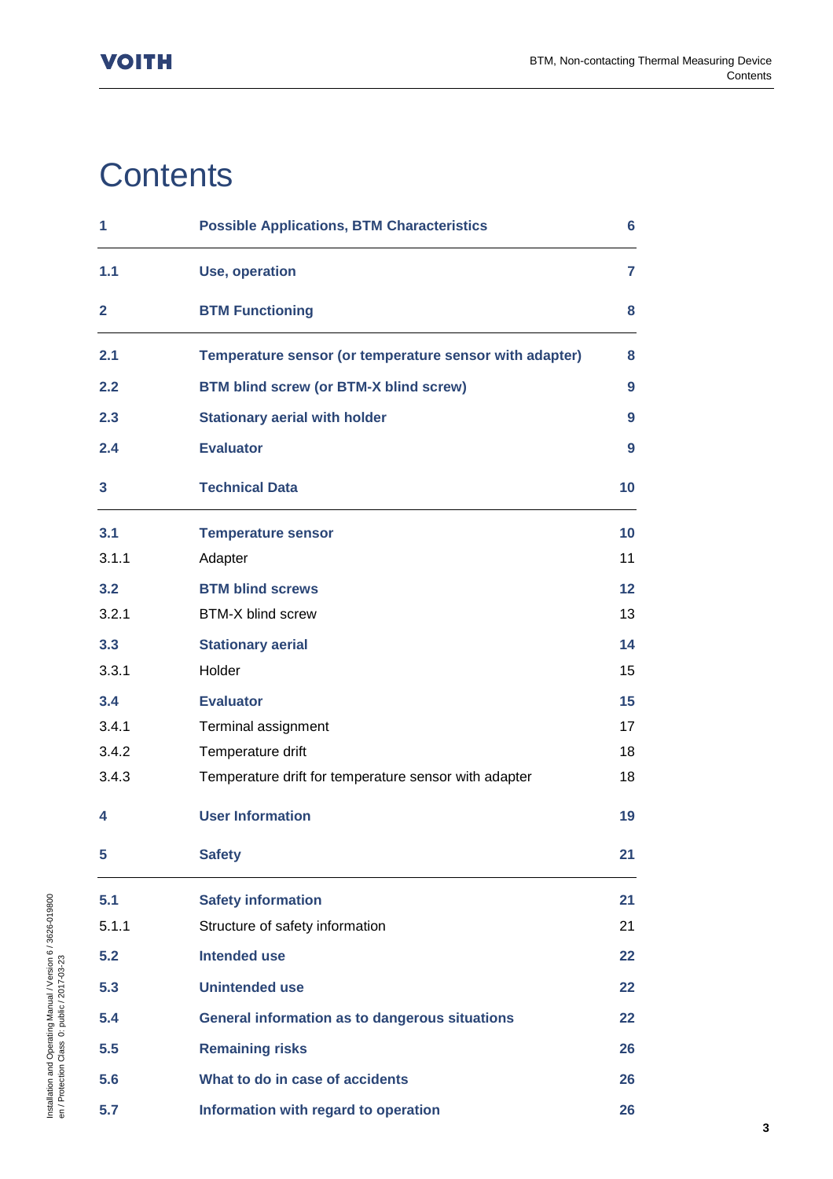# Contents

| | | |
|---|---|---|
| **1** | **Possible Applications, BTM Characteristics** | **6** |
| **1.1** | **Use, operation** | **7** |
| **2** | **BTM Functioning** | **8** |
| **2.1** | **Temperature sensor (or temperature sensor with adapter)** | **8** |
| **2.2** | **BTM blind screw (or BTM-X blind screw)** | **9** |
| **2.3** | **Stationary aerial with holder** | **9** |
| **2.4** | **Evaluator** | **9** |
| **3** | **Technical Data** | **10** |
| **3.1** | **Temperature sensor** | **10** |
| 3.1.1 | Adapter | 11 |
| **3.2** | **BTM blind screws** | **12** |
| 3.2.1 | BTM-X blind screw | 13 |
| **3.3** | **Stationary aerial** | **14** |
| 3.3.1 | Holder | 15 |
| **3.4** | **Evaluator** | **15** |
| 3.4.1 | Terminal assignment | 17 |
| 3.4.2 | Temperature drift | 18 |
| 3.4.3 | Temperature drift for temperature sensor with adapter | 18 |
| **4** | **User Information** | **19** |
| **5** | **Safety** | **21** |
| **5.1** | **Safety information** | **21** |
| 5.1.1 | Structure of safety information | 21 |
| **5.2** | **Intended use** | **22** |
| **5.3** | **Unintended use** | **22** |
| **5.4** | **General information as to dangerous situations** | **22** |
| **5.5** | **Remaining risks** | **26** |
| **5.6** | **What to do in case of accidents** | **26** |
| **5.7** | **Information with regard to operation** | **26** |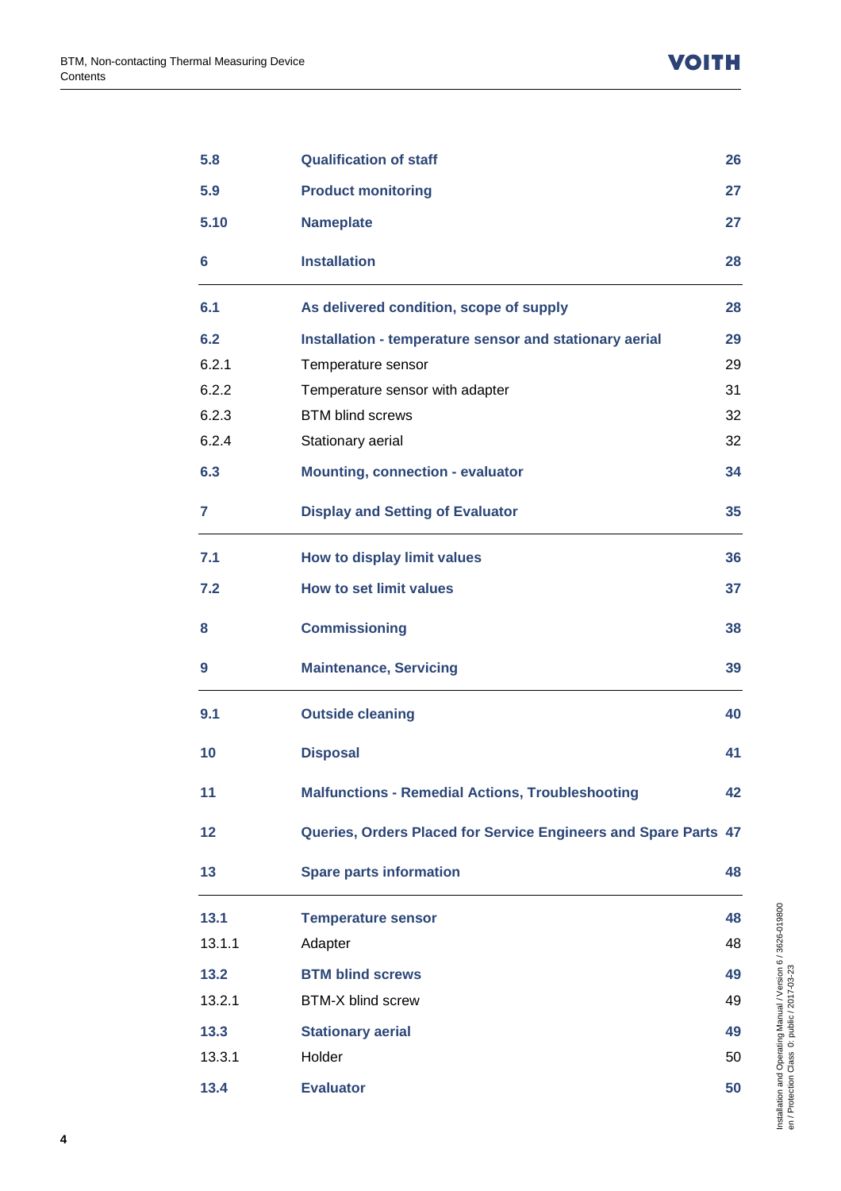| | | |
|---|---|---|
| **5.8** | **Qualification of staff** | **26** |
| **5.9** | **Product monitoring** | **27** |
| **5.10** | **Nameplate** | **27** |
| **6** | **Installation** | **28** |
| **6.1** | **As delivered condition, scope of supply** | **28** |
| **6.2** | **Installation - temperature sensor and stationary aerial** | **29** |
| 6.2.1 | Temperature sensor | 29 |
| 6.2.2 | Temperature sensor with adapter | 31 |
| 6.2.3 | BTM blind screws | 32 |
| 6.2.4 | Stationary aerial | 32 |
| **6.3** | **Mounting, connection - evaluator** | **34** |
| **7** | **Display and Setting of Evaluator** | **35** |
| **7.1** | **How to display limit values** | **36** |
| **7.2** | **How to set limit values** | **37** |
| **8** | **Commissioning** | **38** |
| **9** | **Maintenance, Servicing** | **39** |
| **9.1** | **Outside cleaning** | **40** |
| **10** | **Disposal** | **41** |
| **11** | **Malfunctions - Remedial Actions, Troubleshooting** | **42** |
| **12** | **Queries, Orders Placed for Service Engineers and Spare Parts** | **47** |
| **13** | **Spare parts information** | **48** |
| **13.1** | **Temperature sensor** | **48** |
| 13.1.1 | Adapter | 48 |
| **13.2** | **BTM blind screws** | **49** |
| 13.2.1 | BTM-X blind screw | 49 |
| **13.3** | **Stationary aerial** | **49** |
| 13.3.1 | Holder | 50 |
| **13.4** | **Evaluator** | **50** |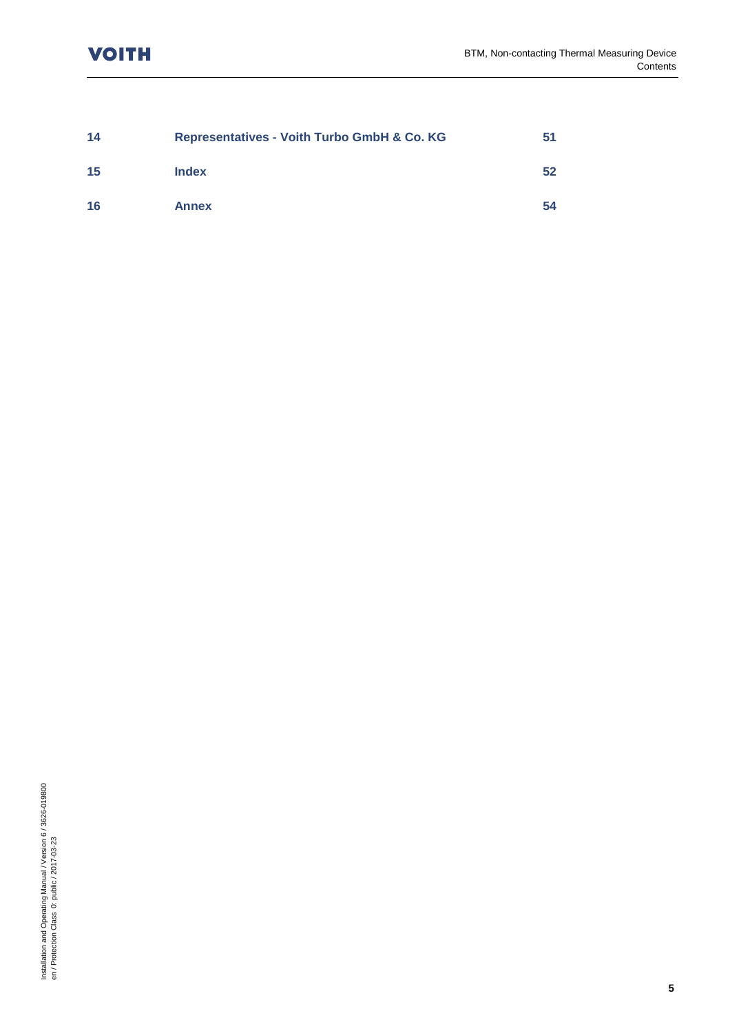| | | |
|---|---|---|
| **14** | **Representatives - Voith Turbo GmbH & Co. KG** | **51** |
| **15** | **Index** | **52** |
| **16** | **Annex** | **54** |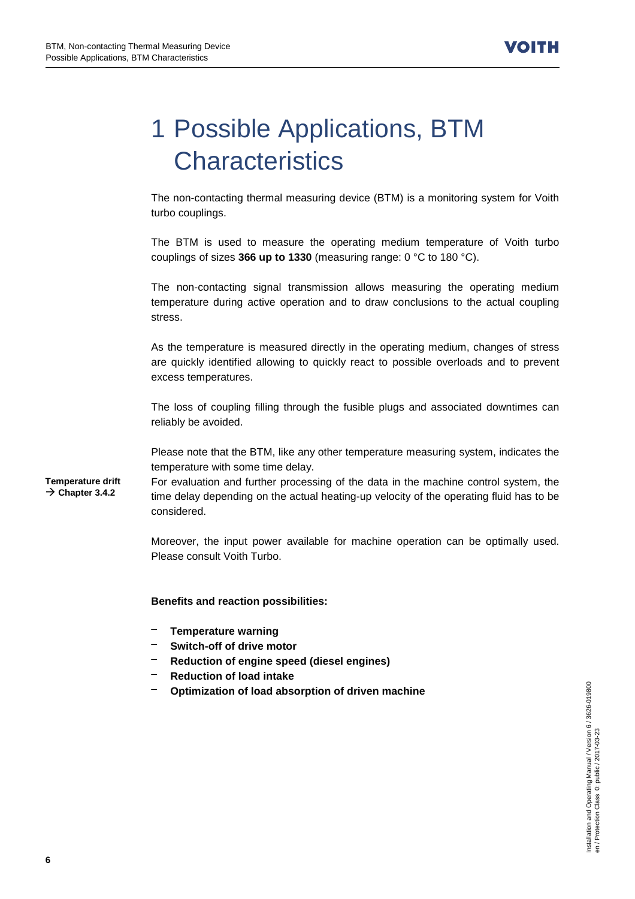# 1 Possible Applications, BTM Characteristics

The non-contacting thermal measuring device (BTM) is a monitoring system for Voith turbo couplings.

The BTM is used to measure the operating medium temperature of Voith turbo couplings of sizes **366 up to 1330** (measuring range: 0 °C to 180 °C).

The non-contacting signal transmission allows measuring the operating medium temperature during active operation and to draw conclusions to the actual coupling stress.

As the temperature is measured directly in the operating medium, changes of stress are quickly identified allowing to quickly react to possible overloads and to prevent excess temperatures.

The loss of coupling filling through the fusible plugs and associated downtimes can reliably be avoided.

Please note that the BTM, like any other temperature measuring system, indicates the temperature with some time delay.

**Temperature drift → Chapter 3.4.2**

For evaluation and further processing of the data in the machine control system, the time delay depending on the actual heating-up velocity of the operating fluid has to be considered.

Moreover, the input power available for machine operation can be optimally used. Please consult Voith Turbo.

**Benefits and reaction possibilities:**

- **Temperature warning**
- **Switch-off of drive motor**
- **Reduction of engine speed (diesel engines)**
- **Reduction of load intake**
- **Optimization of load absorption of driven machine**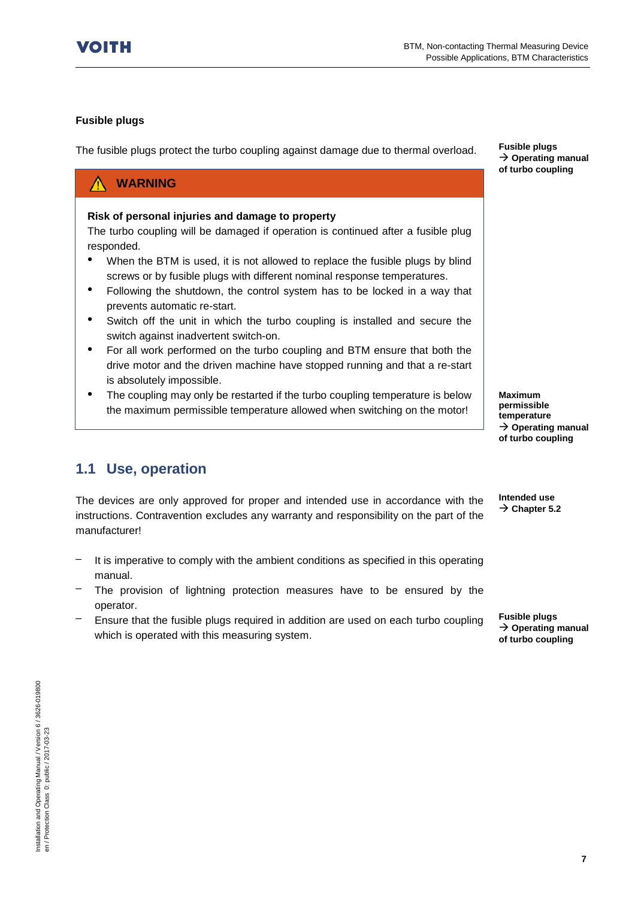**Fusible plugs**

The fusible plugs protect the turbo coupling against damage due to thermal overload.

**Fusible plugs → Operating manual of turbo coupling**

> ⚠ **WARNING**
>
> **Risk of personal injuries and damage to property**
> The turbo coupling will be damaged if operation is continued after a fusible plug responded.
>
> - When the BTM is used, it is not allowed to replace the fusible plugs by blind screws or by fusible plugs with different nominal response temperatures.
> - Following the shutdown, the control system has to be locked in a way that prevents automatic re-start.
> - Switch off the unit in which the turbo coupling is installed and secure the switch against inadvertent switch-on.
> - For all work performed on the turbo coupling and BTM ensure that both the drive motor and the driven machine have stopped running and that a re-start is absolutely impossible.
> - The coupling may only be restarted if the turbo coupling temperature is below the maximum permissible temperature allowed when switching on the motor!

**Maximum permissible temperature → Operating manual of turbo coupling**

## 1.1 Use, operation

**Intended use → Chapter 5.2**

The devices are only approved for proper and intended use in accordance with the instructions. Contravention excludes any warranty and responsibility on the part of the manufacturer!

- It is imperative to comply with the ambient conditions as specified in this operating manual.
- The provision of lightning protection measures have to be ensured by the operator.
- Ensure that the fusible plugs required in addition are used on each turbo coupling which is operated with this measuring system.

**Fusible plugs → Operating manual of turbo coupling**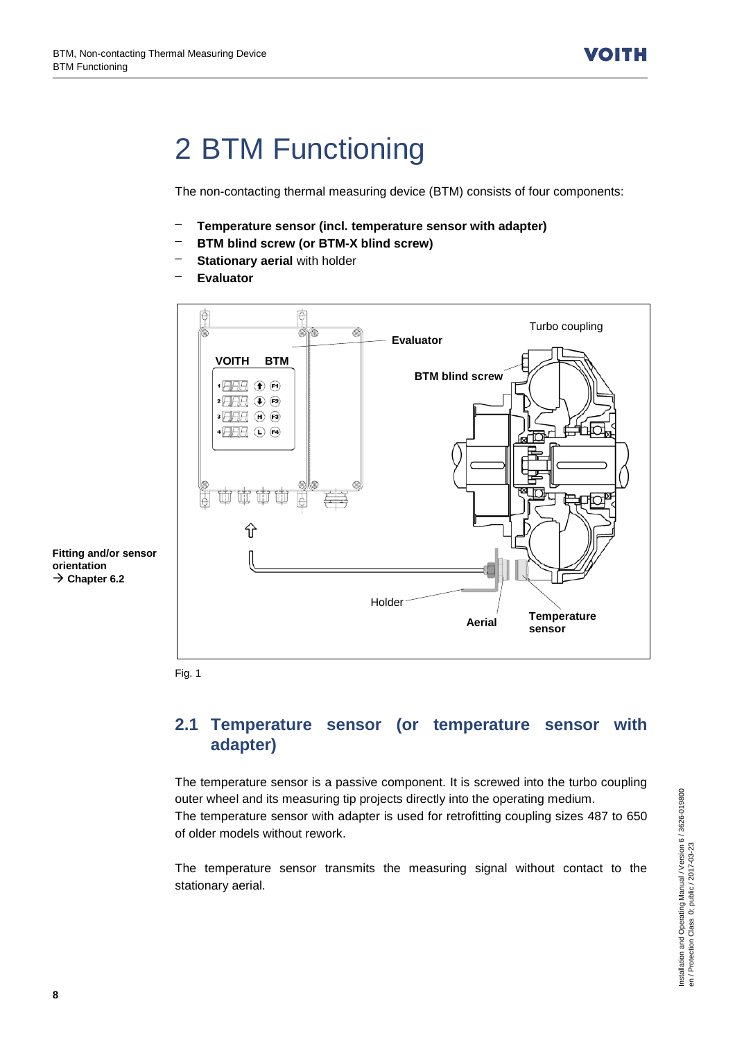# 2 BTM Functioning

The non-contacting thermal measuring device (BTM) consists of four components:

- **Temperature sensor (incl. temperature sensor with adapter)**
- **BTM blind screw (or BTM-X blind screw)**
- **Stationary aerial** with holder
- **Evaluator**

Fitting and/or sensor orientation
→ Chapter 6.2

Fig. 1

## 2.1 Temperature sensor (or temperature sensor with adapter)

The temperature sensor is a passive component. It is screwed into the turbo coupling outer wheel and its measuring tip projects directly into the operating medium.
The temperature sensor with adapter is used for retrofitting coupling sizes 487 to 650 of older models without rework.

The temperature sensor transmits the measuring signal without contact to the stationary aerial.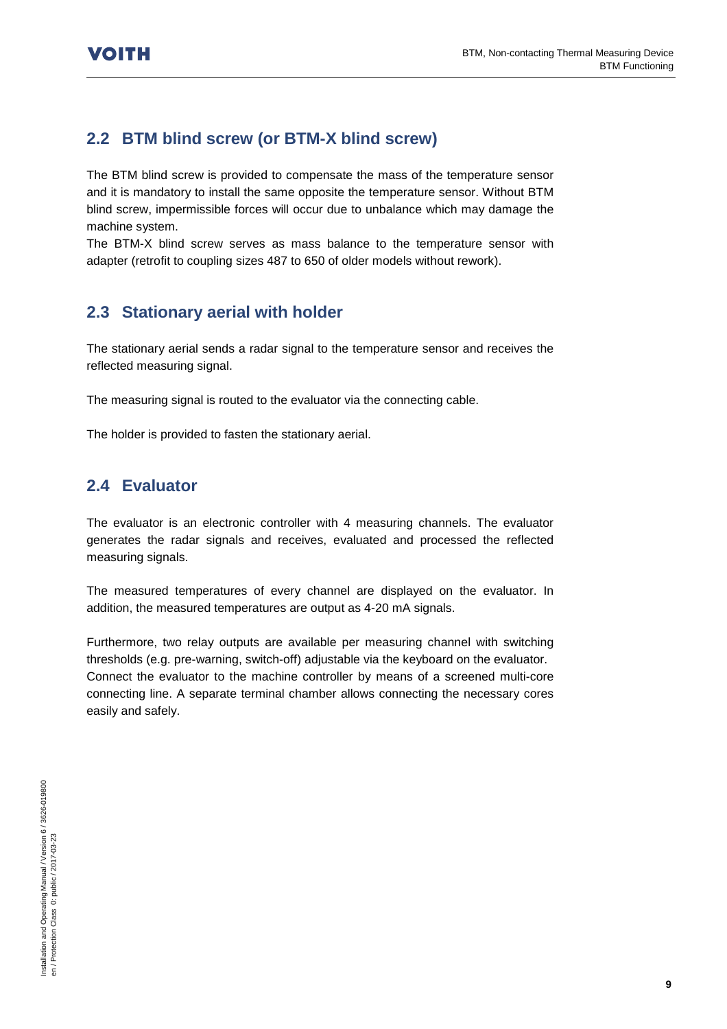## 2.2 BTM blind screw (or BTM-X blind screw)

The BTM blind screw is provided to compensate the mass of the temperature sensor and it is mandatory to install the same opposite the temperature sensor. Without BTM blind screw, impermissible forces will occur due to unbalance which may damage the machine system.
The BTM-X blind screw serves as mass balance to the temperature sensor with adapter (retrofit to coupling sizes 487 to 650 of older models without rework).

## 2.3 Stationary aerial with holder

The stationary aerial sends a radar signal to the temperature sensor and receives the reflected measuring signal.

The measuring signal is routed to the evaluator via the connecting cable.

The holder is provided to fasten the stationary aerial.

## 2.4 Evaluator

The evaluator is an electronic controller with 4 measuring channels. The evaluator generates the radar signals and receives, evaluated and processed the reflected measuring signals.

The measured temperatures of every channel are displayed on the evaluator. In addition, the measured temperatures are output as 4-20 mA signals.

Furthermore, two relay outputs are available per measuring channel with switching thresholds (e.g. pre-warning, switch-off) adjustable via the keyboard on the evaluator.
Connect the evaluator to the machine controller by means of a screened multi-core connecting line. A separate terminal chamber allows connecting the necessary cores easily and safely.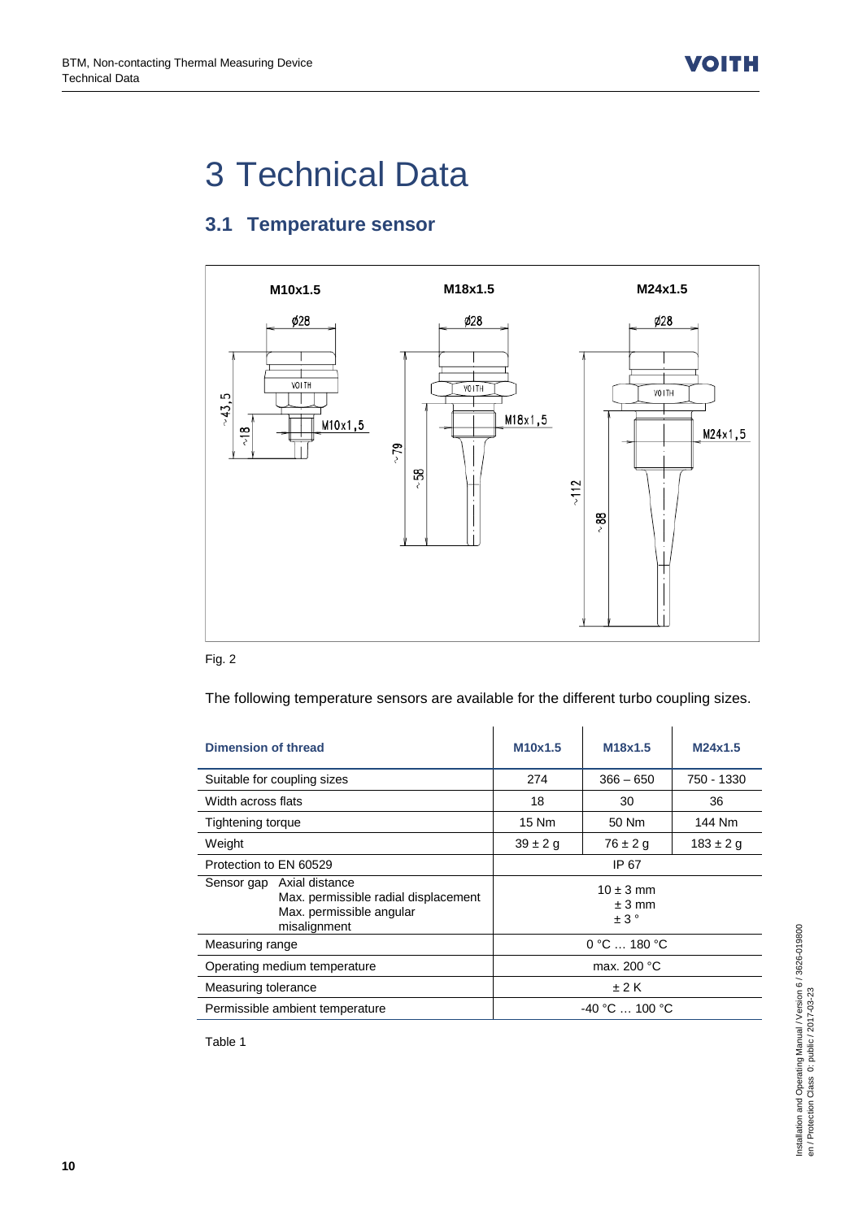# 3 Technical Data

## 3.1 Temperature sensor

Fig. 2

The following temperature sensors are available for the different turbo coupling sizes.

| Dimension of thread | | M10x1.5 | M18x1.5 | M24x1.5 |
|---|---|---|---|---|
| Suitable for coupling sizes | | 274 | 366 – 650 | 750 - 1330 |
| Width across flats | | 18 | 30 | 36 |
| Tightening torque | | 15 Nm | 50 Nm | 144 Nm |
| Weight | | 39 ± 2 g | 76 ± 2 g | 183 ± 2 g |
| Protection to EN 60529 | | IP 67 | | |
| Sensor gap | Axial distance<br>Max. permissible radial displacement<br>Max. permissible angular misalignment | 10 ± 3 mm<br>± 3 mm<br>± 3 ° | | |
| Measuring range | | 0 °C … 180 °C | | |
| Operating medium temperature | | max. 200 °C | | |
| Measuring tolerance | | ± 2 K | | |
| Permissible ambient temperature | | -40 °C … 100 °C | | |

Table 1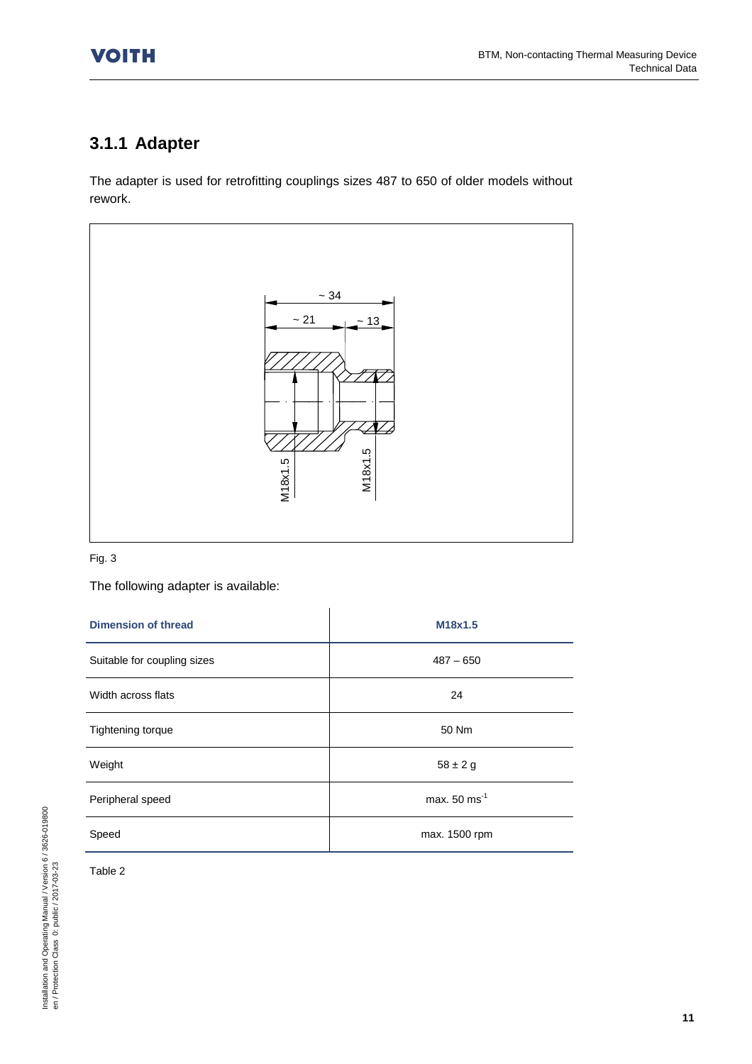### 3.1.1 Adapter

The adapter is used for retrofitting couplings sizes 487 to 650 of older models without rework.

Fig. 3

The following adapter is available:

| Dimension of thread | M18x1.5 |
|---|---|
| Suitable for coupling sizes | 487 – 650 |
| Width across flats | 24 |
| Tightening torque | 50 Nm |
| Weight | 58 ± 2 g |
| Peripheral speed | max. 50 $ms^{-1}$ |
| Speed | max. 1500 rpm |

Table 2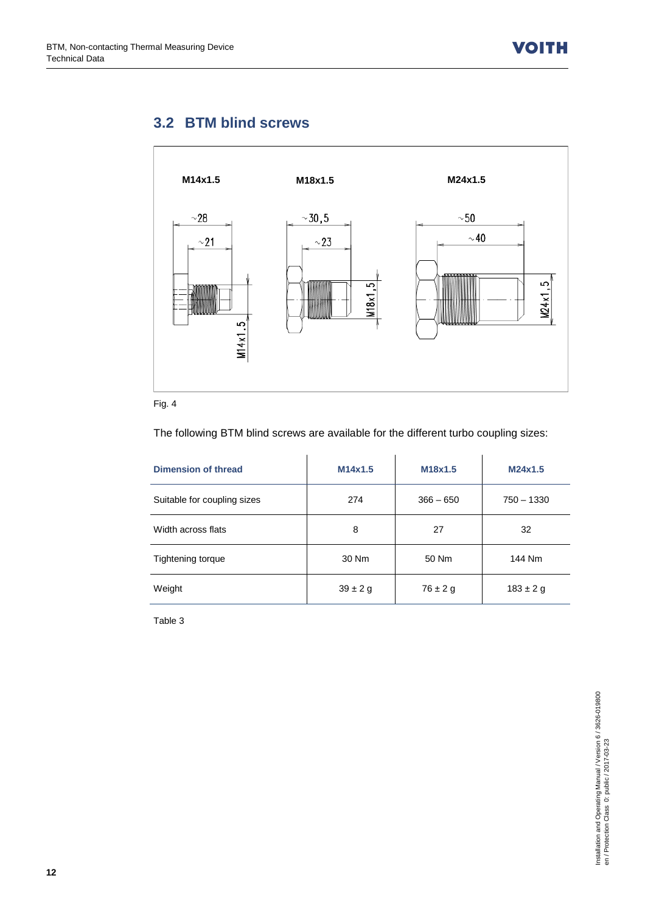## 3.2 BTM blind screws

M14x1.5 M18x1.5 M24x1.5

Fig. 4

The following BTM blind screws are available for the different turbo coupling sizes:

| Dimension of thread | M14x1.5 | M18x1.5 | M24x1.5 |
|---|---|---|---|
| Suitable for coupling sizes | 274 | 366 – 650 | 750 – 1330 |
| Width across flats | 8 | 27 | 32 |
| Tightening torque | 30 Nm | 50 Nm | 144 Nm |
| Weight | 39 ± 2 g | 76 ± 2 g | 183 ± 2 g |

Table 3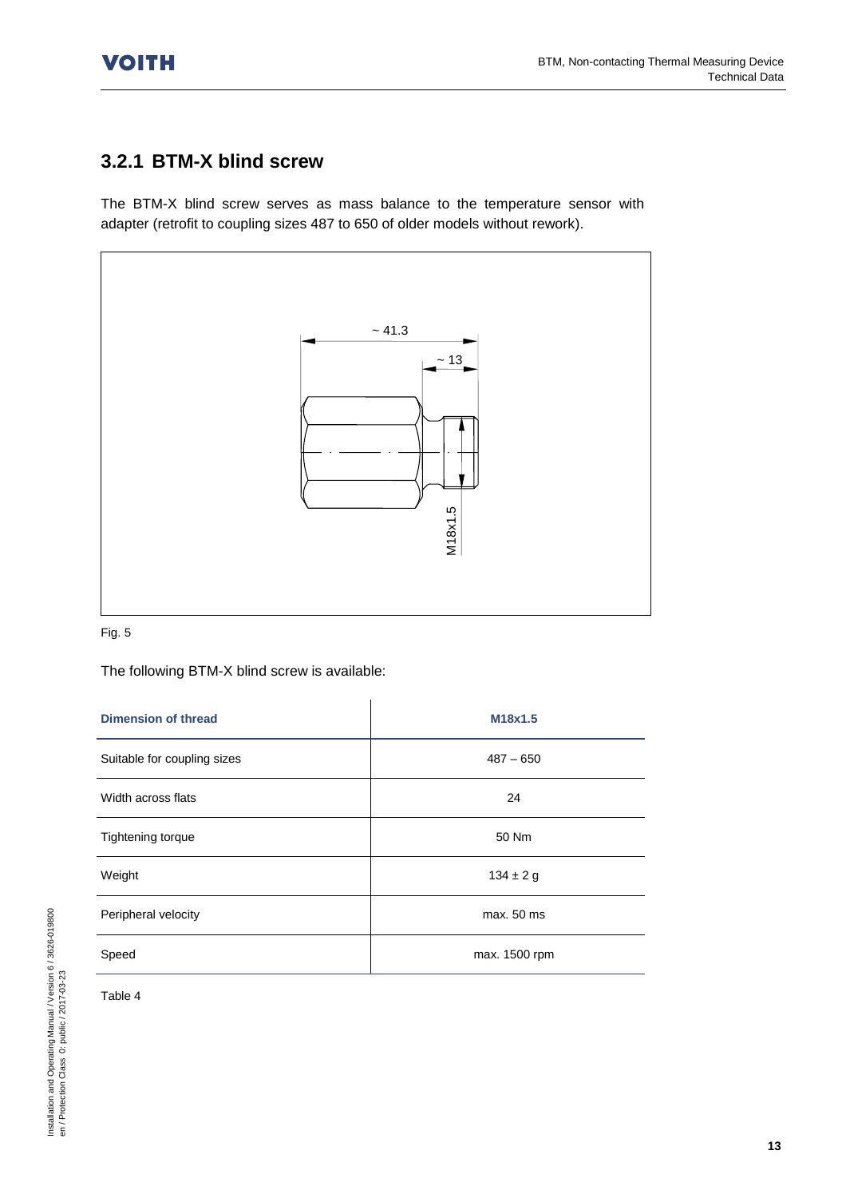## 3.2.1 BTM-X blind screw

The BTM-X blind screw serves as mass balance to the temperature sensor with adapter (retrofit to coupling sizes 487 to 650 of older models without rework).

Fig. 5

The following BTM-X blind screw is available:

| Dimension of thread | M18x1.5 |
|---|---|
| Suitable for coupling sizes | 487 – 650 |
| Width across flats | 24 |
| Tightening torque | 50 Nm |
| Weight | 134 ± 2 g |
| Peripheral velocity | max. 50 ms |
| Speed | max. 1500 rpm |

Table 4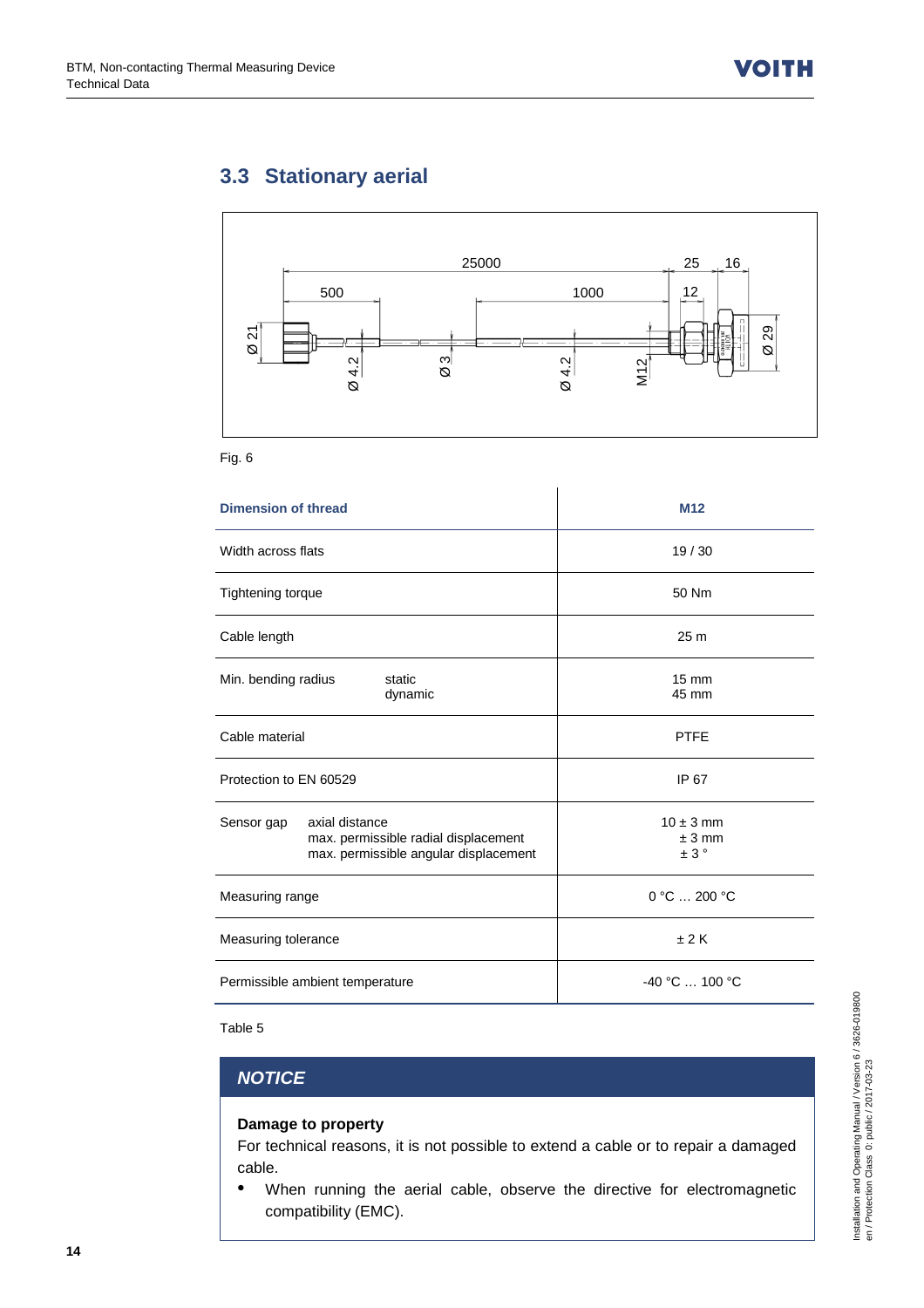## 3.3 Stationary aerial

Fig. 6

| Dimension of thread | M12 |
|---|---|
| Width across flats | 19 / 30 |
| Tightening torque | 50 Nm |
| Cable length | 25 m |
| Min. bending radius static<br>dynamic | 15 mm<br>45 mm |
| Cable material | PTFE |
| Protection to EN 60529 | IP 67 |
| Sensor gap axial distance<br>max. permissible radial displacement<br>max. permissible angular displacement | 10 ± 3 mm<br>± 3 mm<br>± 3 ° |
| Measuring range | 0 °C … 200 °C |
| Measuring tolerance | ± 2 K |
| Permissible ambient temperature | -40 °C … 100 °C |

Table 5

### *NOTICE*

**Damage to property**

For technical reasons, it is not possible to extend a cable or to repair a damaged cable.

- When running the aerial cable, observe the directive for electromagnetic compatibility (EMC).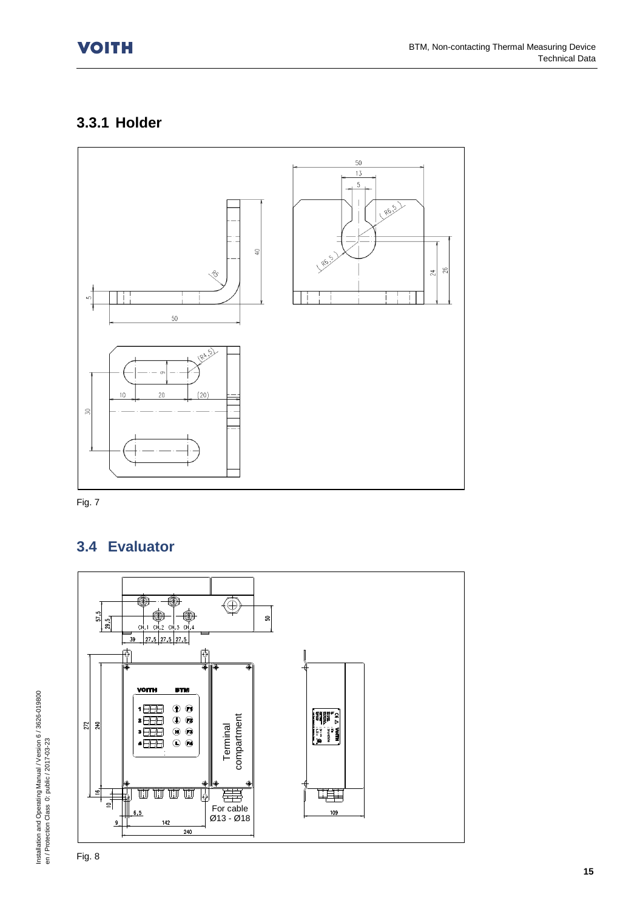### 3.3.1 Holder

Fig. 7

## 3.4 Evaluator

Fig. 8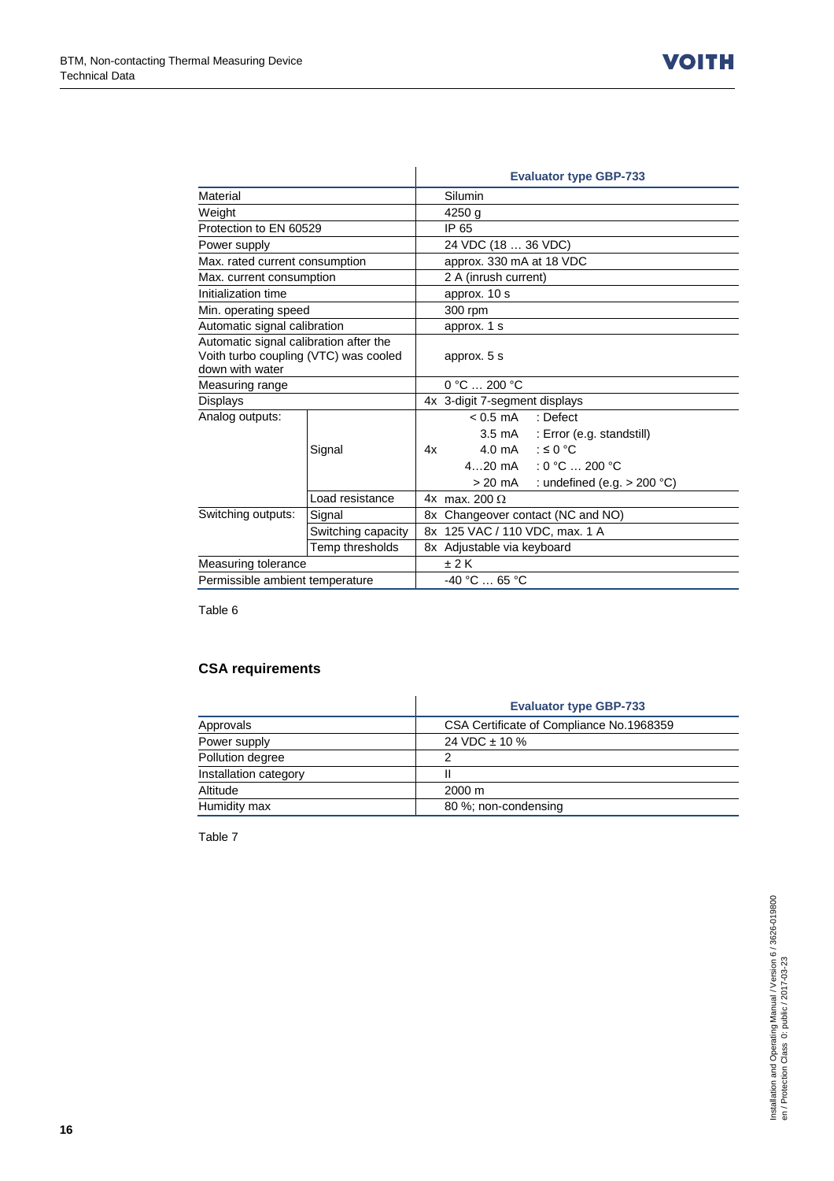| | | | Evaluator type GBP-733 |
|---|---|---|---|
| Material | | | Silumin |
| Weight | | | 4250 g |
| Protection to EN 60529 | | | IP 65 |
| Power supply | | | 24 VDC (18 … 36 VDC) |
| Max. rated current consumption | | | approx. 330 mA at 18 VDC |
| Max. current consumption | | | 2 A (inrush current) |
| Initialization time | | | approx. 10 s |
| Min. operating speed | | | 300 rpm |
| Automatic signal calibration | | | approx. 1 s |
| Automatic signal calibration after the Voith turbo coupling (VTC) was cooled down with water | | | approx. 5 s |
| Measuring range | | | 0 °C … 200 °C |
| Displays | | 4x | 3-digit 7-segment displays |
| Analog outputs: | Signal | 4x | < 0.5 mA : Defect<br>3.5 mA : Error (e.g. standstill)<br>4.0 mA : ≤ 0 °C<br>4…20 mA : 0 °C … 200 °C<br>> 20 mA : undefined (e.g. > 200 °C) |
| | Load resistance | 4x | max. 200 Ω |
| Switching outputs: | Signal | 8x | Changeover contact (NC and NO) |
| | Switching capacity | 8x | 125 VAC / 110 VDC, max. 1 A |
| | Temp thresholds | 8x | Adjustable via keyboard |
| Measuring tolerance | | | ± 2 K |
| Permissible ambient temperature | | | -40 °C … 65 °C |

Table 6

### CSA requirements

| | Evaluator type GBP-733 |
|---|---|
| Approvals | CSA Certificate of Compliance No.1968359 |
| Power supply | 24 VDC ± 10 % |
| Pollution degree | 2 |
| Installation category | II |
| Altitude | 2000 m |
| Humidity max | 80 %; non-condensing |

Table 7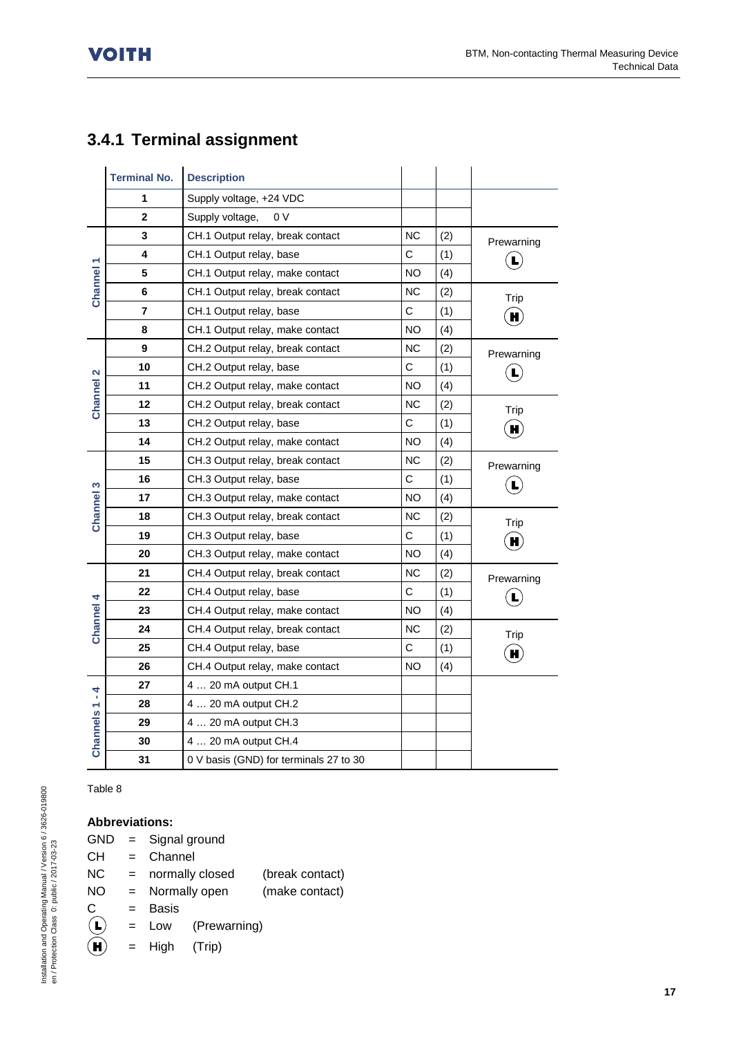## 3.4.1 Terminal assignment

| | Terminal No. | Description | | | |
|---|---|---|---|---|---|
| | 1 | Supply voltage, +24 VDC | | | |
| | 2 | Supply voltage, 0 V | | | |
| Channel 1 | 3 | CH.1 Output relay, break contact | NC | (2) | Prewarning (L) |
| | 4 | CH.1 Output relay, base | C | (1) | |
| | 5 | CH.1 Output relay, make contact | NO | (4) | |
| | 6 | CH.1 Output relay, break contact | NC | (2) | Trip (H) |
| | 7 | CH.1 Output relay, base | C | (1) | |
| | 8 | CH.1 Output relay, make contact | NO | (4) | |
| Channel 2 | 9 | CH.2 Output relay, break contact | NC | (2) | Prewarning (L) |
| | 10 | CH.2 Output relay, base | C | (1) | |
| | 11 | CH.2 Output relay, make contact | NO | (4) | |
| | 12 | CH.2 Output relay, break contact | NC | (2) | Trip (H) |
| | 13 | CH.2 Output relay, base | C | (1) | |
| | 14 | CH.2 Output relay, make contact | NO | (4) | |
| Channel 3 | 15 | CH.3 Output relay, break contact | NC | (2) | Prewarning (L) |
| | 16 | CH.3 Output relay, base | C | (1) | |
| | 17 | CH.3 Output relay, make contact | NO | (4) | |
| | 18 | CH.3 Output relay, break contact | NC | (2) | Trip (H) |
| | 19 | CH.3 Output relay, base | C | (1) | |
| | 20 | CH.3 Output relay, make contact | NO | (4) | |
| Channel 4 | 21 | CH.4 Output relay, break contact | NC | (2) | Prewarning (L) |
| | 22 | CH.4 Output relay, base | C | (1) | |
| | 23 | CH.4 Output relay, make contact | NO | (4) | |
| | 24 | CH.4 Output relay, break contact | NC | (2) | Trip (H) |
| | 25 | CH.4 Output relay, base | C | (1) | |
| | 26 | CH.4 Output relay, make contact | NO | (4) | |
| Channels 1 - 4 | 27 | 4 … 20 mA output CH.1 | | | |
| | 28 | 4 … 20 mA output CH.2 | | | |
| | 29 | 4 … 20 mA output CH.3 | | | |
| | 30 | 4 … 20 mA output CH.4 | | | |
| | 31 | 0 V basis (GND) for terminals 27 to 30 | | | |

Table 8

**Abbreviations:**

GND = Signal ground
CH = Channel
NC = normally closed (break contact)
NO = Normally open (make contact)
C = Basis
(L) = Low (Prewarning)
(H) = High (Trip)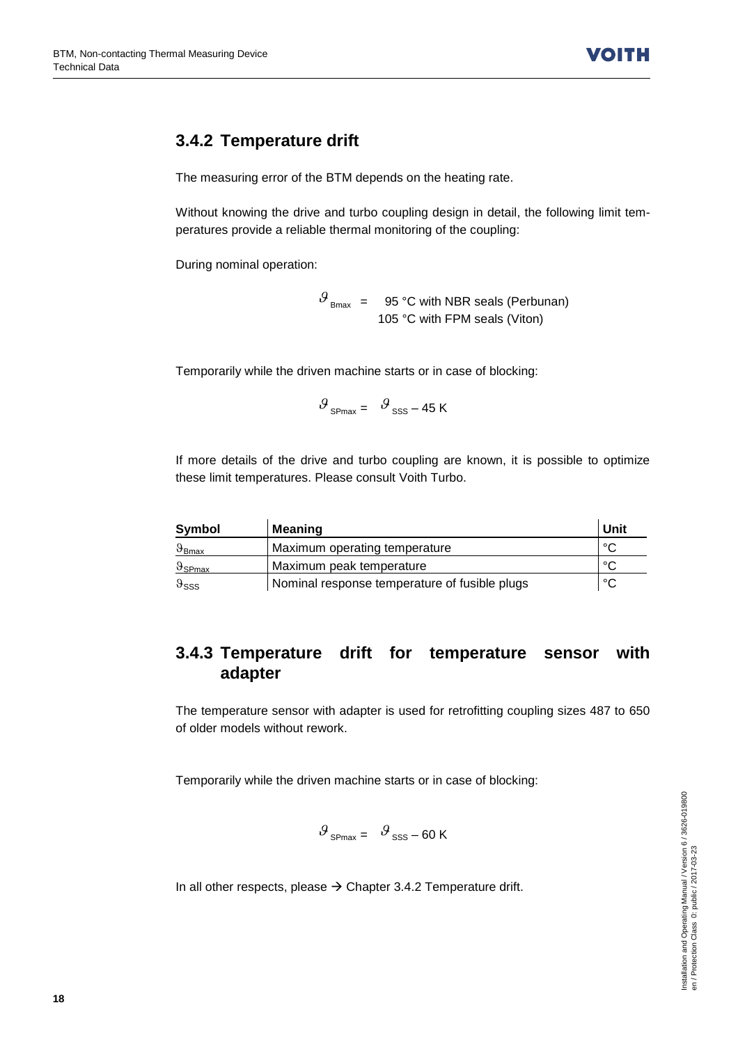## 3.4.2 Temperature drift

The measuring error of the BTM depends on the heating rate.

Without knowing the drive and turbo coupling design in detail, the following limit temperatures provide a reliable thermal monitoring of the coupling:

During nominal operation:

$$\vartheta_{Bmax} = \begin{array}{l} 95\ ^\circ\text{C with NBR seals (Perbunan)} \\ 105\ ^\circ\text{C with FPM seals (Viton)} \end{array}$$

Temporarily while the driven machine starts or in case of blocking:

$$\vartheta_{SPmax} = \vartheta_{SSS} - 45\ \text{K}$$

If more details of the drive and turbo coupling are known, it is possible to optimize these limit temperatures. Please consult Voith Turbo.

| Symbol | Meaning | Unit |
|---|---|---|
| $\vartheta_{Bmax}$ | Maximum operating temperature | °C |
| $\vartheta_{SPmax}$ | Maximum peak temperature | °C |
| $\vartheta_{SSS}$ | Nominal response temperature of fusible plugs | °C |

## 3.4.3 Temperature drift for temperature sensor with adapter

The temperature sensor with adapter is used for retrofitting coupling sizes 487 to 650 of older models without rework.

Temporarily while the driven machine starts or in case of blocking:

$$\vartheta_{SPmax} = \vartheta_{SSS} - 60\ \text{K}$$

In all other respects, please → Chapter 3.4.2 Temperature drift.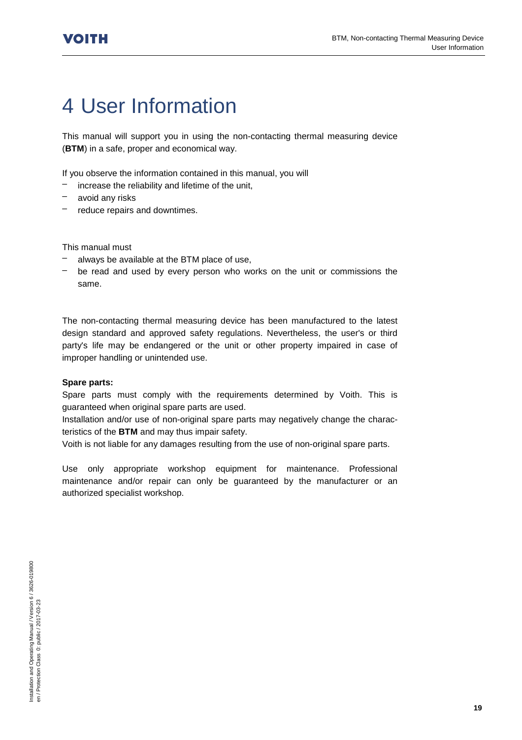# 4 User Information

This manual will support you in using the non-contacting thermal measuring device (**BTM**) in a safe, proper and economical way.

If you observe the information contained in this manual, you will

- increase the reliability and lifetime of the unit,
- avoid any risks
- reduce repairs and downtimes.

This manual must

- always be available at the BTM place of use,
- be read and used by every person who works on the unit or commissions the same.

The non-contacting thermal measuring device has been manufactured to the latest design standard and approved safety regulations. Nevertheless, the user's or third party's life may be endangered or the unit or other property impaired in case of improper handling or unintended use.

**Spare parts:**

Spare parts must comply with the requirements determined by Voith. This is guaranteed when original spare parts are used.

Installation and/or use of non-original spare parts may negatively change the characteristics of the **BTM** and may thus impair safety.

Voith is not liable for any damages resulting from the use of non-original spare parts.

Use only appropriate workshop equipment for maintenance. Professional maintenance and/or repair can only be guaranteed by the manufacturer or an authorized specialist workshop.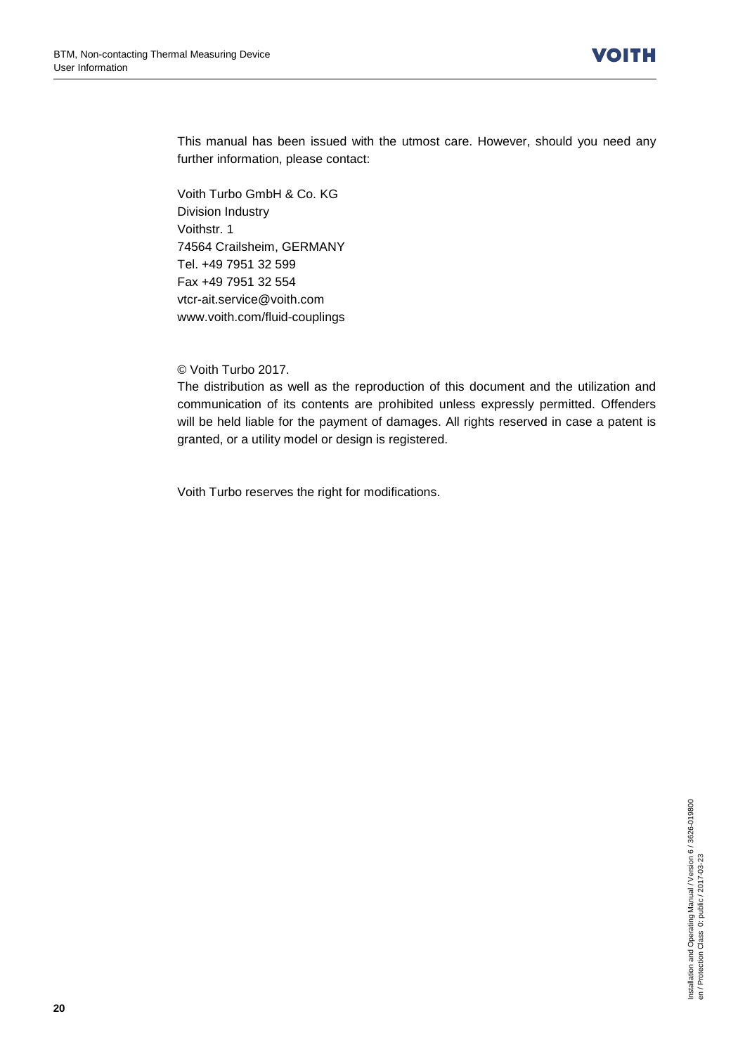This manual has been issued with the utmost care. However, should you need any further information, please contact:

Voith Turbo GmbH & Co. KG
Division Industry
Voithstr. 1
74564 Crailsheim, GERMANY
Tel. +49 7951 32 599
Fax +49 7951 32 554
vtcr-ait.service@voith.com
www.voith.com/fluid-couplings

© Voith Turbo 2017.
The distribution as well as the reproduction of this document and the utilization and communication of its contents are prohibited unless expressly permitted. Offenders will be held liable for the payment of damages. All rights reserved in case a patent is granted, or a utility model or design is registered.

Voith Turbo reserves the right for modifications.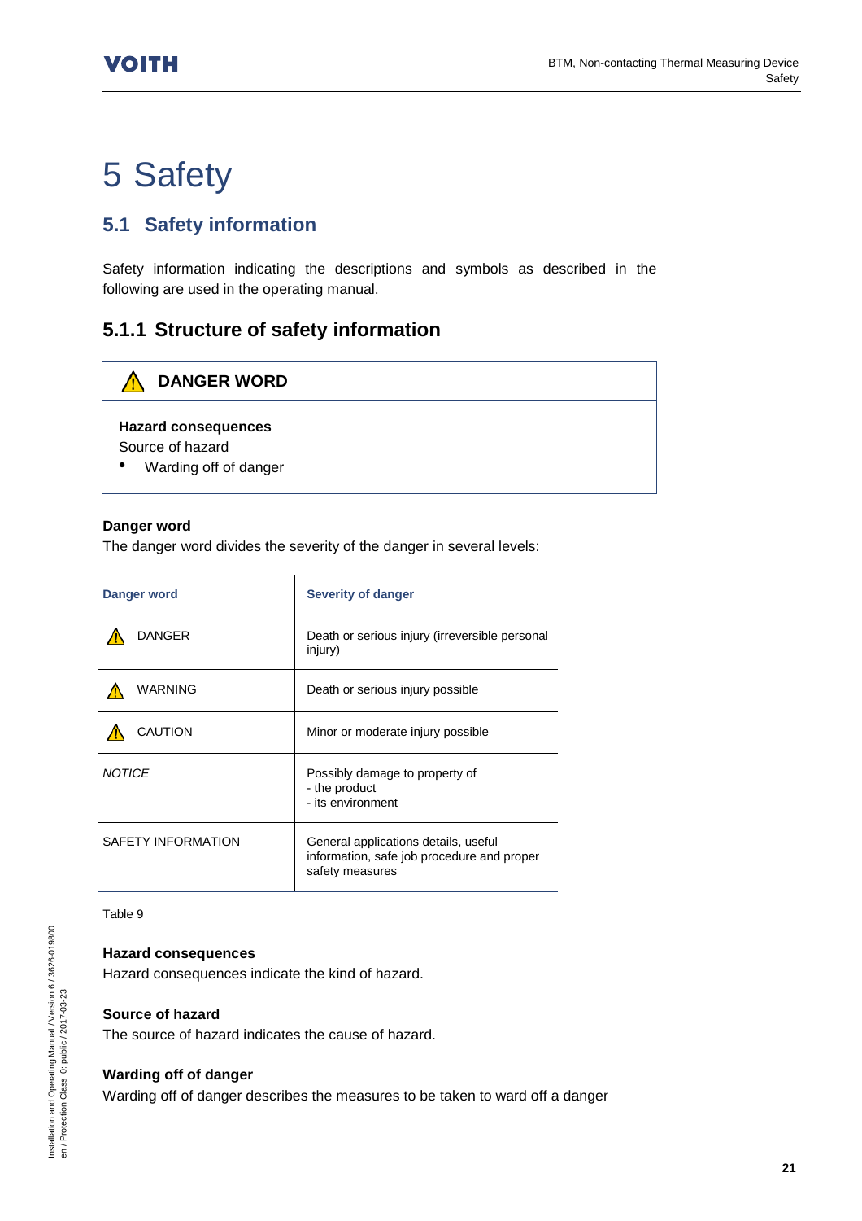# 5 Safety

## 5.1 Safety information

Safety information indicating the descriptions and symbols as described in the following are used in the operating manual.

### 5.1.1 Structure of safety information

> ⚠ **DANGER WORD**
>
> **Hazard consequences**
> Source of hazard
> - Warding off of danger

**Danger word**
The danger word divides the severity of the danger in several levels:

| Danger word | Severity of danger |
|---|---|
| ⚠ DANGER | Death or serious injury (irreversible personal injury) |
| ⚠ WARNING | Death or serious injury possible |
| ⚠ CAUTION | Minor or moderate injury possible |
| *NOTICE* | Possibly damage to property of<br>- the product<br>- its environment |
| SAFETY INFORMATION | General applications details, useful information, safe job procedure and proper safety measures |

Table 9

**Hazard consequences**
Hazard consequences indicate the kind of hazard.

**Source of hazard**
The source of hazard indicates the cause of hazard.

**Warding off of danger**
Warding off of danger describes the measures to be taken to ward off a danger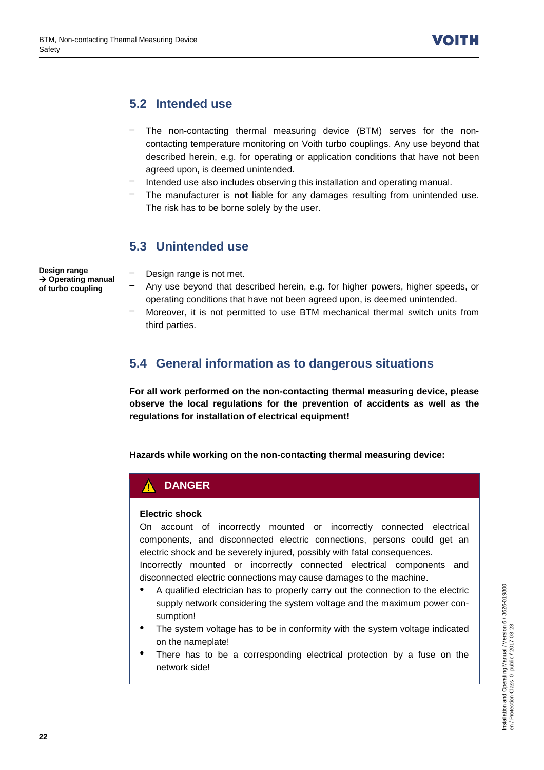## 5.2 Intended use

- The non-contacting thermal measuring device (BTM) serves for the non-contacting temperature monitoring on Voith turbo couplings. Any use beyond that described herein, e.g. for operating or application conditions that have not been agreed upon, is deemed unintended.
- Intended use also includes observing this installation and operating manual.
- The manufacturer is **not** liable for any damages resulting from unintended use. The risk has to be borne solely by the user.

## 5.3 Unintended use

**Design range**
**→ Operating manual of turbo coupling**

- Design range is not met.
- Any use beyond that described herein, e.g. for higher powers, higher speeds, or operating conditions that have not been agreed upon, is deemed unintended.
- Moreover, it is not permitted to use BTM mechanical thermal switch units from third parties.

## 5.4 General information as to dangerous situations

**For all work performed on the non-contacting thermal measuring device, please observe the local regulations for the prevention of accidents as well as the regulations for installation of electrical equipment!**

**Hazards while working on the non-contacting thermal measuring device:**

> ⚠ **DANGER**
>
> **Electric shock**
>
> On account of incorrectly mounted or incorrectly connected electrical components, and disconnected electric connections, persons could get an electric shock and be severely injured, possibly with fatal consequences.
>
> Incorrectly mounted or incorrectly connected electrical components and disconnected electric connections may cause damages to the machine.
>
> - A qualified electrician has to properly carry out the connection to the electric supply network considering the system voltage and the maximum power consumption!
> - The system voltage has to be in conformity with the system voltage indicated on the nameplate!
> - There has to be a corresponding electrical protection by a fuse on the network side!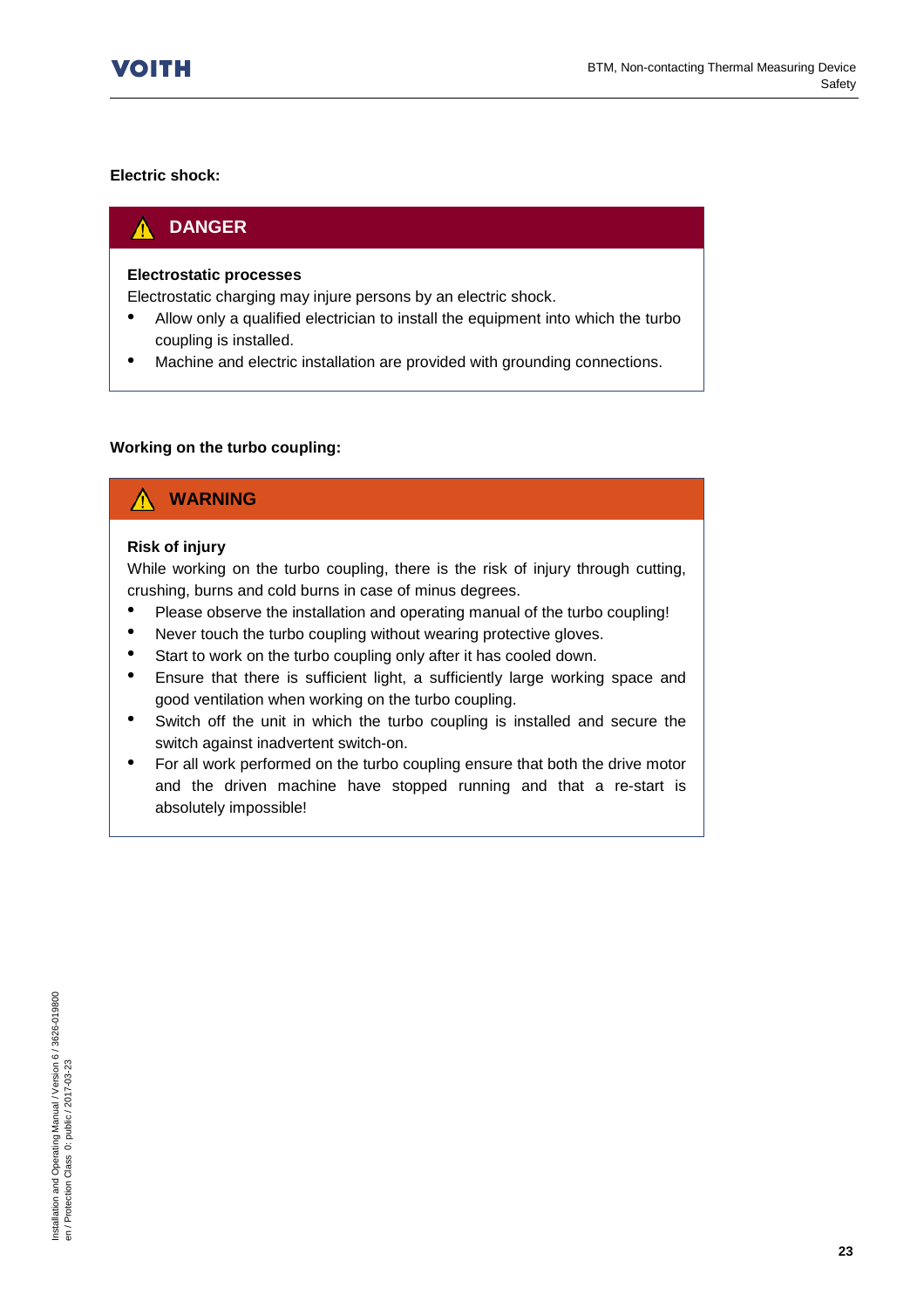**Electric shock:**

> ⚠ **DANGER**
>
> **Electrostatic processes**
>
> Electrostatic charging may injure persons by an electric shock.
>
> - Allow only a qualified electrician to install the equipment into which the turbo coupling is installed.
> - Machine and electric installation are provided with grounding connections.

**Working on the turbo coupling:**

> ⚠ **WARNING**
>
> **Risk of injury**
>
> While working on the turbo coupling, there is the risk of injury through cutting, crushing, burns and cold burns in case of minus degrees.
>
> - Please observe the installation and operating manual of the turbo coupling!
> - Never touch the turbo coupling without wearing protective gloves.
> - Start to work on the turbo coupling only after it has cooled down.
> - Ensure that there is sufficient light, a sufficiently large working space and good ventilation when working on the turbo coupling.
> - Switch off the unit in which the turbo coupling is installed and secure the switch against inadvertent switch-on.
> - For all work performed on the turbo coupling ensure that both the drive motor and the driven machine have stopped running and that a re-start is absolutely impossible!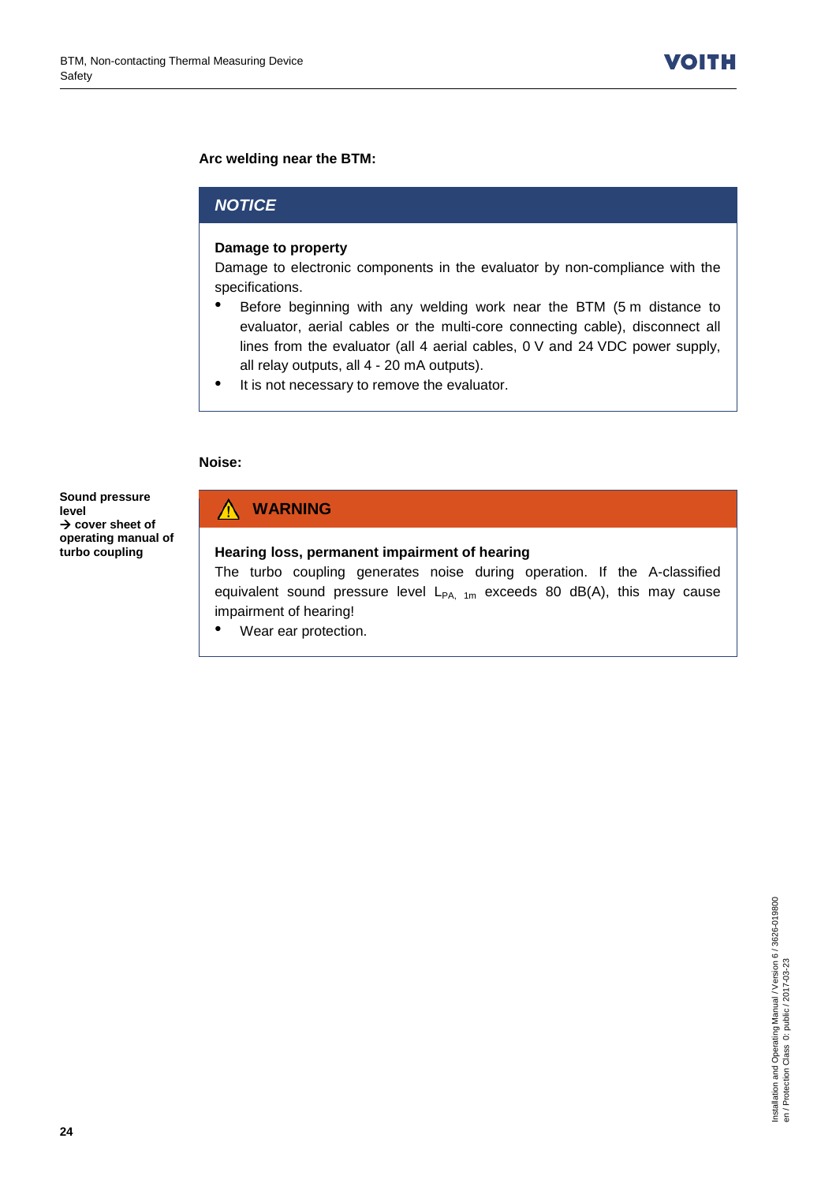**Arc welding near the BTM:**

> ***NOTICE***
>
> **Damage to property**
>
> Damage to electronic components in the evaluator by non-compliance with the specifications.
>
> - Before beginning with any welding work near the BTM (5 m distance to evaluator, aerial cables or the multi-core connecting cable), disconnect all lines from the evaluator (all 4 aerial cables, 0 V and 24 VDC power supply, all relay outputs, all 4 - 20 mA outputs).
> - It is not necessary to remove the evaluator.

**Noise:**

**Sound pressure level**
**→ cover sheet of operating manual of turbo coupling**

> ⚠ **WARNING**
>
> **Hearing loss, permanent impairment of hearing**
>
> The turbo coupling generates noise during operation. If the A-classified equivalent sound pressure level $L_{PA,\ 1m}$ exceeds 80 dB(A), this may cause impairment of hearing!
>
> - Wear ear protection.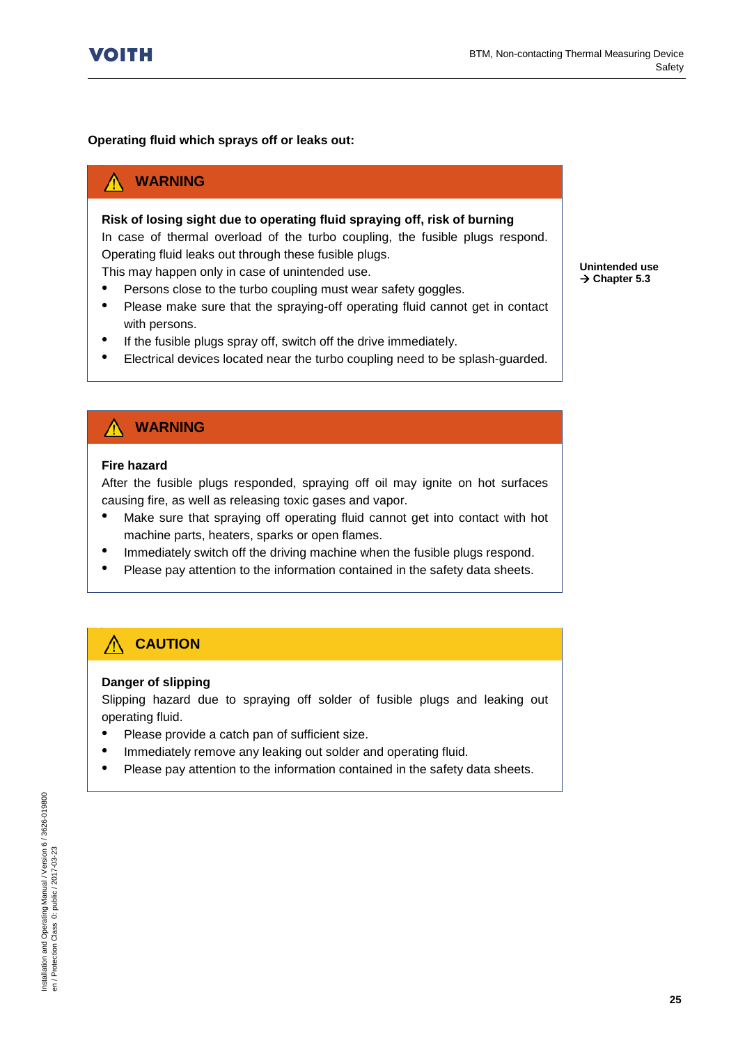**Operating fluid which sprays off or leaks out:**

> ⚠ **WARNING**
>
> **Risk of losing sight due to operating fluid spraying off, risk of burning**
>
> In case of thermal overload of the turbo coupling, the fusible plugs respond. Operating fluid leaks out through these fusible plugs.
>
> This may happen only in case of unintended use.
>
> - Persons close to the turbo coupling must wear safety goggles.
> - Please make sure that the spraying-off operating fluid cannot get in contact with persons.
> - If the fusible plugs spray off, switch off the drive immediately.
> - Electrical devices located near the turbo coupling need to be splash-guarded.

**Unintended use**
**→ Chapter 5.3**

> ⚠ **WARNING**
>
> **Fire hazard**
>
> After the fusible plugs responded, spraying off oil may ignite on hot surfaces causing fire, as well as releasing toxic gases and vapor.
>
> - Make sure that spraying off operating fluid cannot get into contact with hot machine parts, heaters, sparks or open flames.
> - Immediately switch off the driving machine when the fusible plugs respond.
> - Please pay attention to the information contained in the safety data sheets.

> ⚠ **CAUTION**
>
> **Danger of slipping**
>
> Slipping hazard due to spraying off solder of fusible plugs and leaking out operating fluid.
>
> - Please provide a catch pan of sufficient size.
> - Immediately remove any leaking out solder and operating fluid.
> - Please pay attention to the information contained in the safety data sheets.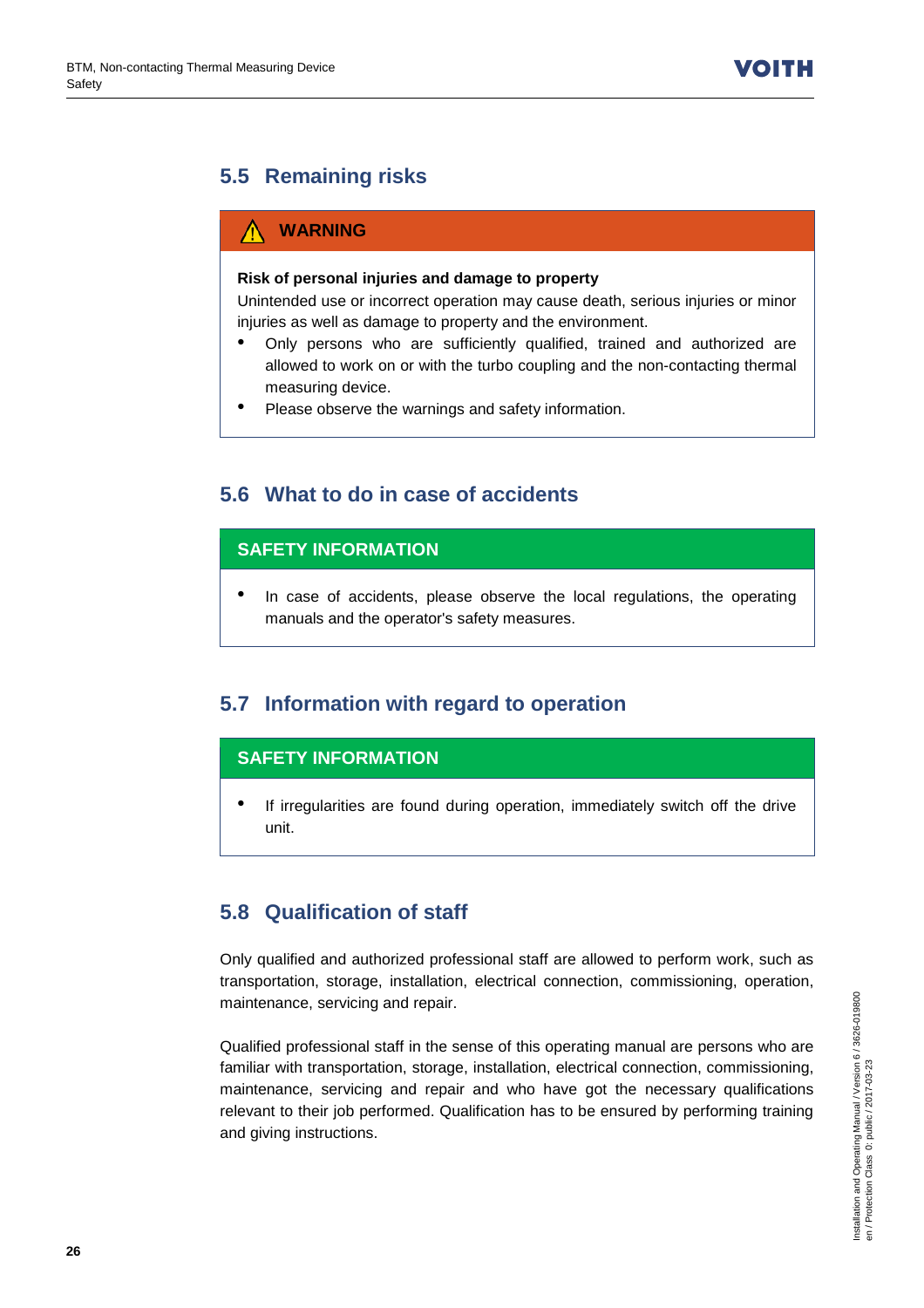## 5.5 Remaining risks

> ⚠ **WARNING**
>
> **Risk of personal injuries and damage to property**
>
> Unintended use or incorrect operation may cause death, serious injuries or minor injuries as well as damage to property and the environment.
>
> - Only persons who are sufficiently qualified, trained and authorized are allowed to work on or with the turbo coupling and the non-contacting thermal measuring device.
> - Please observe the warnings and safety information.

## 5.6 What to do in case of accidents

> **SAFETY INFORMATION**
>
> - In case of accidents, please observe the local regulations, the operating manuals and the operator's safety measures.

## 5.7 Information with regard to operation

> **SAFETY INFORMATION**
>
> - If irregularities are found during operation, immediately switch off the drive unit.

## 5.8 Qualification of staff

Only qualified and authorized professional staff are allowed to perform work, such as transportation, storage, installation, electrical connection, commissioning, operation, maintenance, servicing and repair.

Qualified professional staff in the sense of this operating manual are persons who are familiar with transportation, storage, installation, electrical connection, commissioning, maintenance, servicing and repair and who have got the necessary qualifications relevant to their job performed. Qualification has to be ensured by performing training and giving instructions.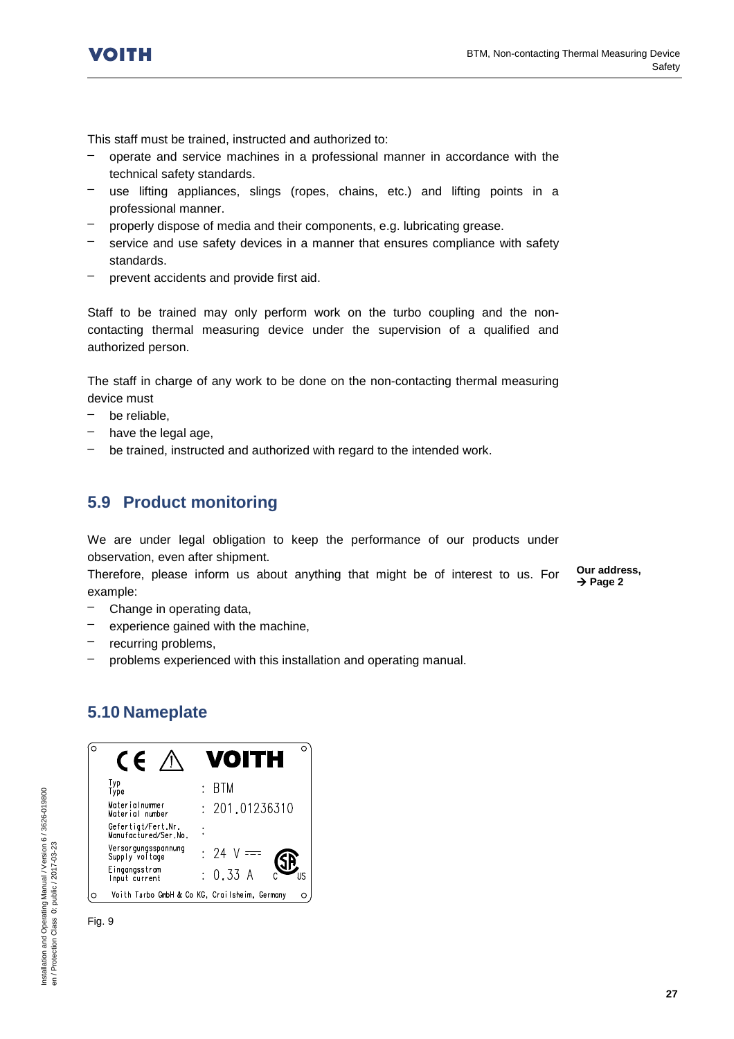This staff must be trained, instructed and authorized to:

- operate and service machines in a professional manner in accordance with the technical safety standards.
- use lifting appliances, slings (ropes, chains, etc.) and lifting points in a professional manner.
- properly dispose of media and their components, e.g. lubricating grease.
- service and use safety devices in a manner that ensures compliance with safety standards.
- prevent accidents and provide first aid.

Staff to be trained may only perform work on the turbo coupling and the non-contacting thermal measuring device under the supervision of a qualified and authorized person.

The staff in charge of any work to be done on the non-contacting thermal measuring device must

- be reliable,
- have the legal age,
- be trained, instructed and authorized with regard to the intended work.

## 5.9 Product monitoring

We are under legal obligation to keep the performance of our products under observation, even after shipment.

Therefore, please inform us about anything that might be of interest to us. For example:

**Our address, → Page 2**

- Change in operating data,
- experience gained with the machine,
- recurring problems,
- problems experienced with this installation and operating manual.

## 5.10 Nameplate

| CE ⚠ | VOITH |
|---|---|
| Typ / Type | : BTM |
| Materialnummer / Material number | : 201.01236310 |
| Gefertigt/Fert.Nr. / Manufactured/Ser.No. | : |
| Versorgungsspannung / Supply voltage | : 24 V ⎓ |
| Eingangsstrom / Input current | : 0.33 A |
| Voith Turbo GmbH & Co KG, Crailsheim, Germany | |

Fig. 9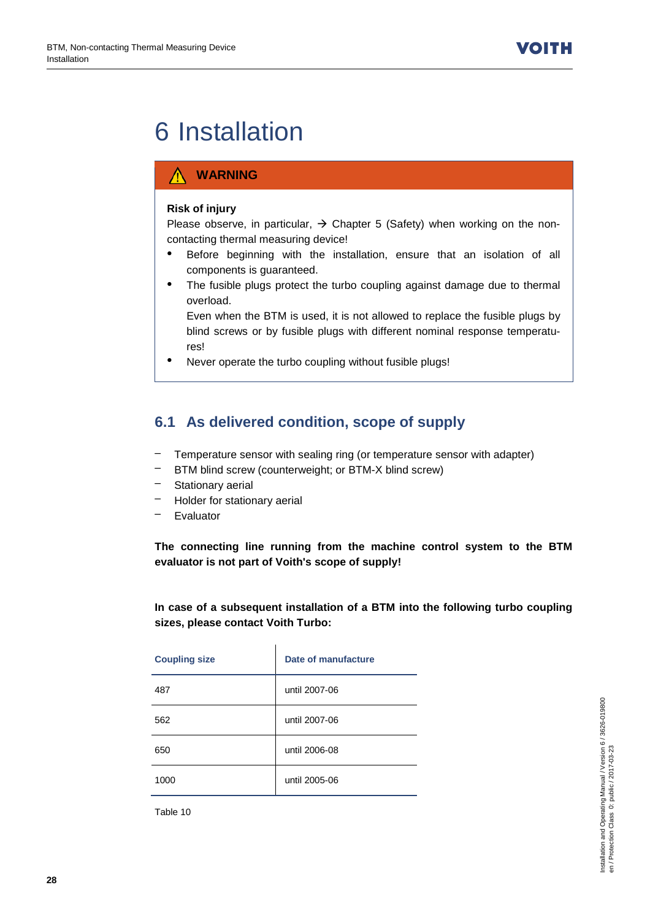# 6 Installation

> ⚠ **WARNING**
>
> **Risk of injury**
>
> Please observe, in particular, → Chapter 5 (Safety) when working on the non-contacting thermal measuring device!
>
> - Before beginning with the installation, ensure that an isolation of all components is guaranteed.
> - The fusible plugs protect the turbo coupling against damage due to thermal overload.
>
>   Even when the BTM is used, it is not allowed to replace the fusible plugs by blind screws or by fusible plugs with different nominal response temperatures!
> - Never operate the turbo coupling without fusible plugs!

## 6.1 As delivered condition, scope of supply

- Temperature sensor with sealing ring (or temperature sensor with adapter)
- BTM blind screw (counterweight; or BTM-X blind screw)
- Stationary aerial
- Holder for stationary aerial
- Evaluator

**The connecting line running from the machine control system to the BTM evaluator is not part of Voith's scope of supply!**

**In case of a subsequent installation of a BTM into the following turbo coupling sizes, please contact Voith Turbo:**

| Coupling size | Date of manufacture |
|---|---|
| 487 | until 2007-06 |
| 562 | until 2007-06 |
| 650 | until 2006-08 |
| 1000 | until 2005-06 |

Table 10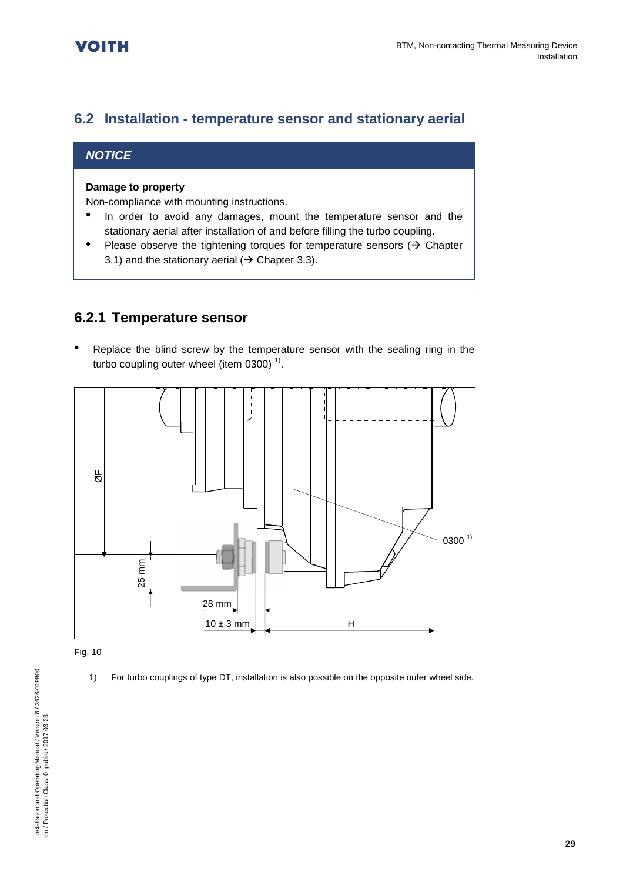## 6.2 Installation - temperature sensor and stationary aerial

> ***NOTICE***
>
> **Damage to property**
>
> Non-compliance with mounting instructions.
>
> - In order to avoid any damages, mount the temperature sensor and the stationary aerial after installation of and before filling the turbo coupling.
> - Please observe the tightening torques for temperature sensors (→ Chapter 3.1) and the stationary aerial (→ Chapter 3.3).

### 6.2.1 Temperature sensor

- Replace the blind screw by the temperature sensor with the sealing ring in the turbo coupling outer wheel (item 0300) [1].

Fig. 10

1) For turbo couplings of type DT, installation is also possible on the opposite outer wheel side.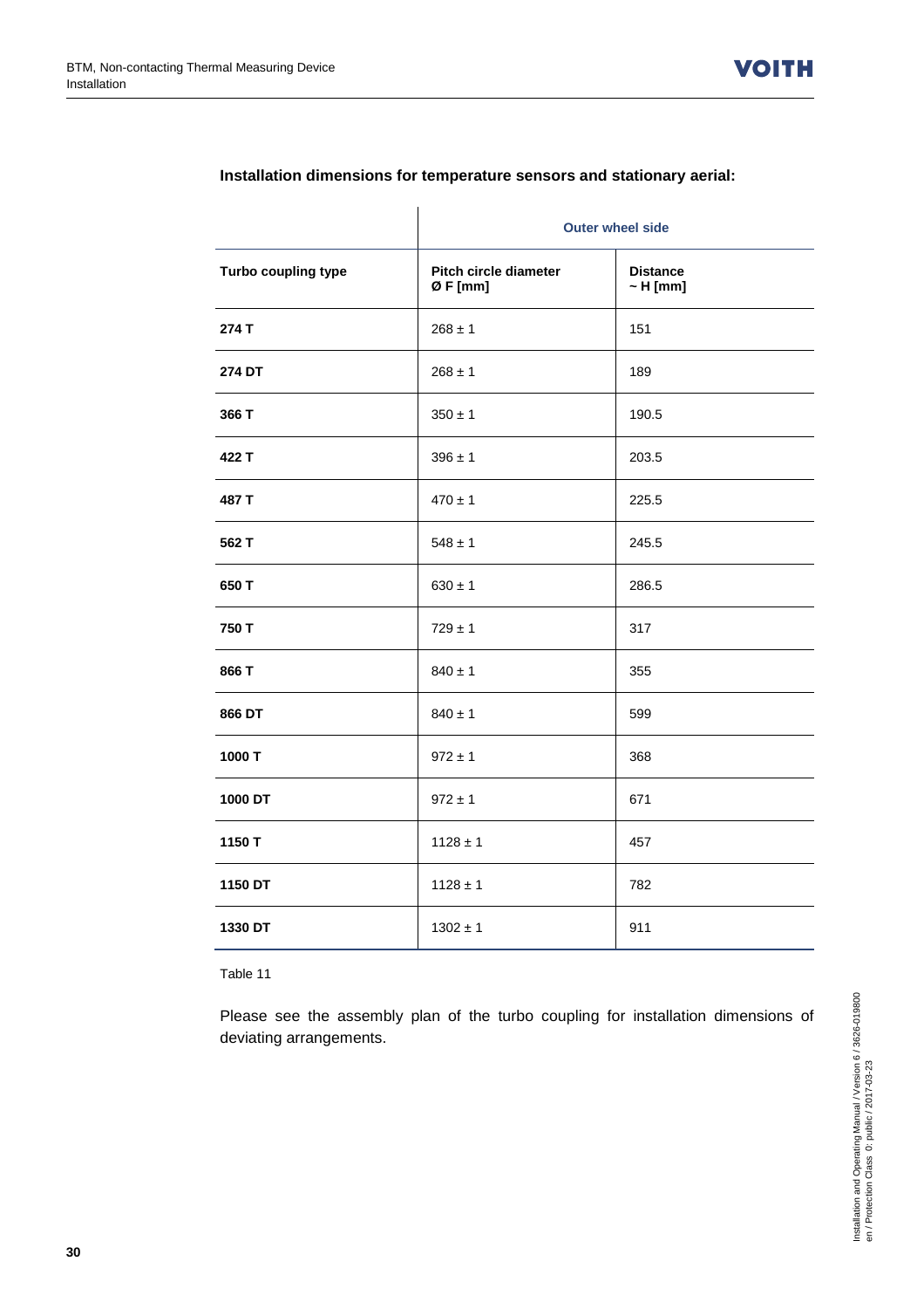**Installation dimensions for temperature sensors and stationary aerial:**

| | Outer wheel side | |
|---|---|---|
| **Turbo coupling type** | **Pitch circle diameter Ø F [mm]** | **Distance ~ H [mm]** |
| **274 T** | 268 ± 1 | 151 |
| **274 DT** | 268 ± 1 | 189 |
| **366 T** | 350 ± 1 | 190.5 |
| **422 T** | 396 ± 1 | 203.5 |
| **487 T** | 470 ± 1 | 225.5 |
| **562 T** | 548 ± 1 | 245.5 |
| **650 T** | 630 ± 1 | 286.5 |
| **750 T** | 729 ± 1 | 317 |
| **866 T** | 840 ± 1 | 355 |
| **866 DT** | 840 ± 1 | 599 |
| **1000 T** | 972 ± 1 | 368 |
| **1000 DT** | 972 ± 1 | 671 |
| **1150 T** | 1128 ± 1 | 457 |
| **1150 DT** | 1128 ± 1 | 782 |
| **1330 DT** | 1302 ± 1 | 911 |

Table 11

Please see the assembly plan of the turbo coupling for installation dimensions of deviating arrangements.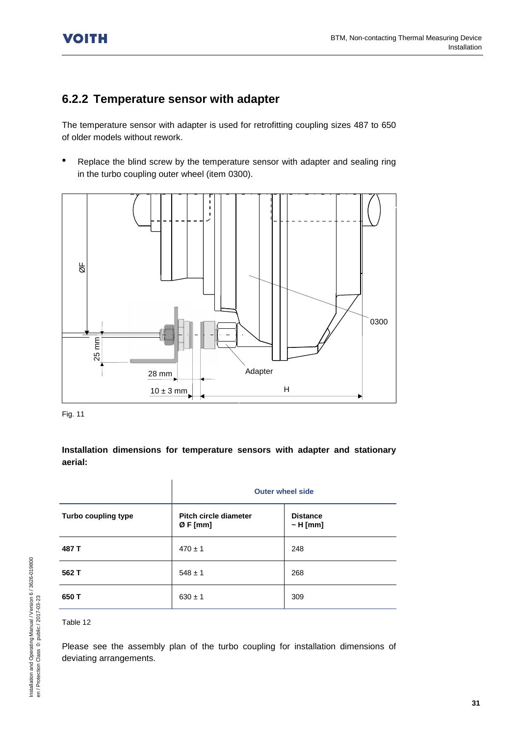## 6.2.2 Temperature sensor with adapter

The temperature sensor with adapter is used for retrofitting coupling sizes 487 to 650 of older models without rework.

- Replace the blind screw by the temperature sensor with adapter and sealing ring in the turbo coupling outer wheel (item 0300).

Fig. 11

**Installation dimensions for temperature sensors with adapter and stationary aerial:**

| | Outer wheel side | |
|---|---|---|
| **Turbo coupling type** | **Pitch circle diameter Ø F [mm]** | **Distance ~ H [mm]** |
| **487 T** | 470 ± 1 | 248 |
| **562 T** | 548 ± 1 | 268 |
| **650 T** | 630 ± 1 | 309 |

Table 12

Please see the assembly plan of the turbo coupling for installation dimensions of deviating arrangements.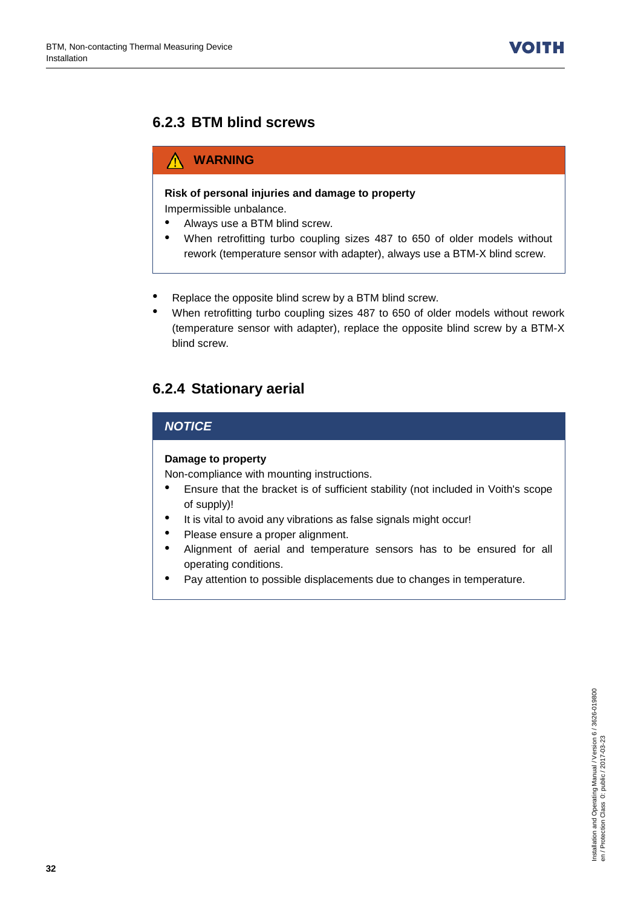### 6.2.3 BTM blind screws

> ⚠ **WARNING**
>
> **Risk of personal injuries and damage to property**
>
> Impermissible unbalance.
>
> - Always use a BTM blind screw.
> - When retrofitting turbo coupling sizes 487 to 650 of older models without rework (temperature sensor with adapter), always use a BTM-X blind screw.

- Replace the opposite blind screw by a BTM blind screw.
- When retrofitting turbo coupling sizes 487 to 650 of older models without rework (temperature sensor with adapter), replace the opposite blind screw by a BTM-X blind screw.

### 6.2.4 Stationary aerial

> ***NOTICE***
>
> **Damage to property**
>
> Non-compliance with mounting instructions.
>
> - Ensure that the bracket is of sufficient stability (not included in Voith's scope of supply)!
> - It is vital to avoid any vibrations as false signals might occur!
> - Please ensure a proper alignment.
> - Alignment of aerial and temperature sensors has to be ensured for all operating conditions.
> - Pay attention to possible displacements due to changes in temperature.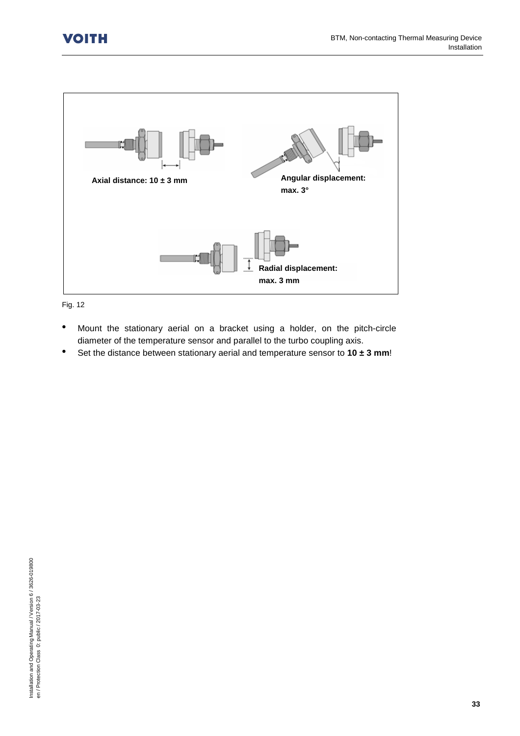Axial distance: 10 ± 3 mm

Angular displacement: max. 3°

Radial displacement: max. 3 mm

Fig. 12

- Mount the stationary aerial on a bracket using a holder, on the pitch-circle diameter of the temperature sensor and parallel to the turbo coupling axis.
- Set the distance between stationary aerial and temperature sensor to **10 ± 3 mm**!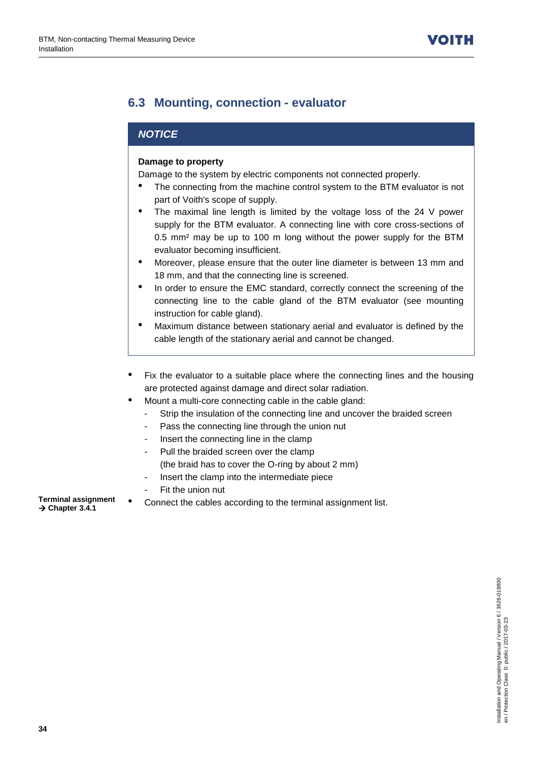## 6.3 Mounting, connection - evaluator

> ***NOTICE***
>
> **Damage to property**
>
> Damage to the system by electric components not connected properly.
>
> - The connecting from the machine control system to the BTM evaluator is not part of Voith's scope of supply.
> - The maximal line length is limited by the voltage loss of the 24 V power supply for the BTM evaluator. A connecting line with core cross-sections of 0.5 mm² may be up to 100 m long without the power supply for the BTM evaluator becoming insufficient.
> - Moreover, please ensure that the outer line diameter is between 13 mm and 18 mm, and that the connecting line is screened.
> - In order to ensure the EMC standard, correctly connect the screening of the connecting line to the cable gland of the BTM evaluator (see mounting instruction for cable gland).
> - Maximum distance between stationary aerial and evaluator is defined by the cable length of the stationary aerial and cannot be changed.

- Fix the evaluator to a suitable place where the connecting lines and the housing are protected against damage and direct solar radiation.
- Mount a multi-core connecting cable in the cable gland:
  - Strip the insulation of the connecting line and uncover the braided screen
  - Pass the connecting line through the union nut
  - Insert the connecting line in the clamp
  - Pull the braided screen over the clamp (the braid has to cover the O-ring by about 2 mm)
  - Insert the clamp into the intermediate piece
  - Fit the union nut

**Terminal assignment → Chapter 3.4.1**

- Connect the cables according to the terminal assignment list.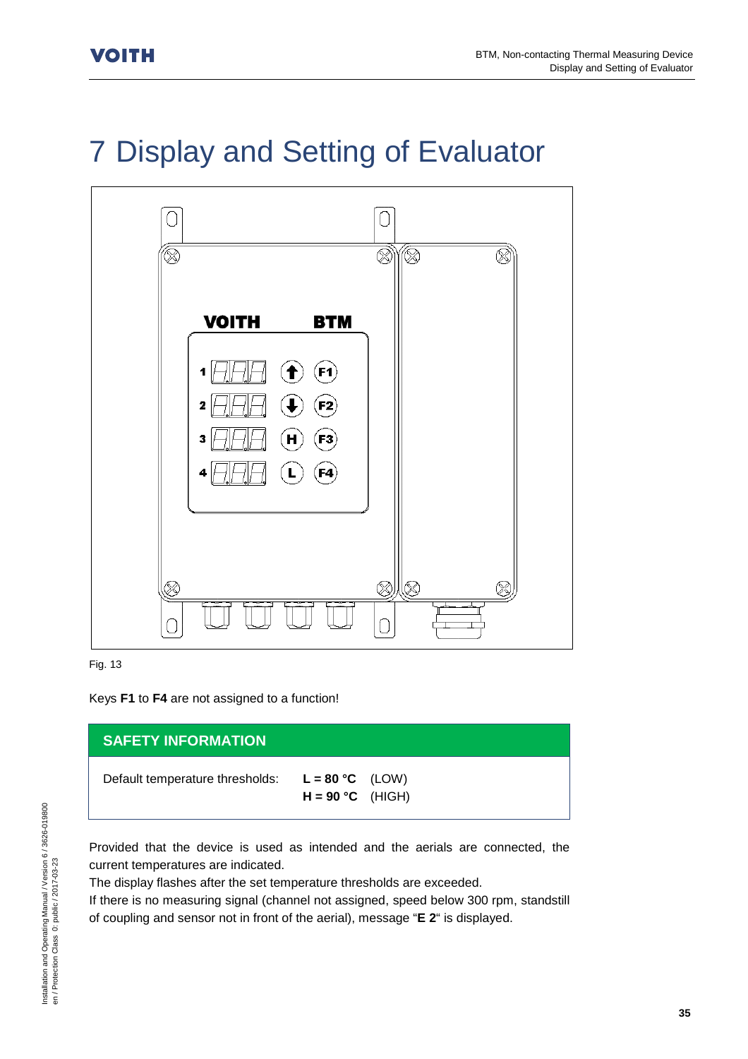# 7 Display and Setting of Evaluator

Fig. 13

Keys **F1** to **F4** are not assigned to a function!

| SAFETY INFORMATION | |
|---|---|
| Default temperature thresholds: | **L = 80 °C** (LOW)<br>**H = 90 °C** (HIGH) |

Provided that the device is used as intended and the aerials are connected, the current temperatures are indicated.

The display flashes after the set temperature thresholds are exceeded.

If there is no measuring signal (channel not assigned, speed below 300 rpm, standstill of coupling and sensor not in front of the aerial), message "**E 2**" is displayed.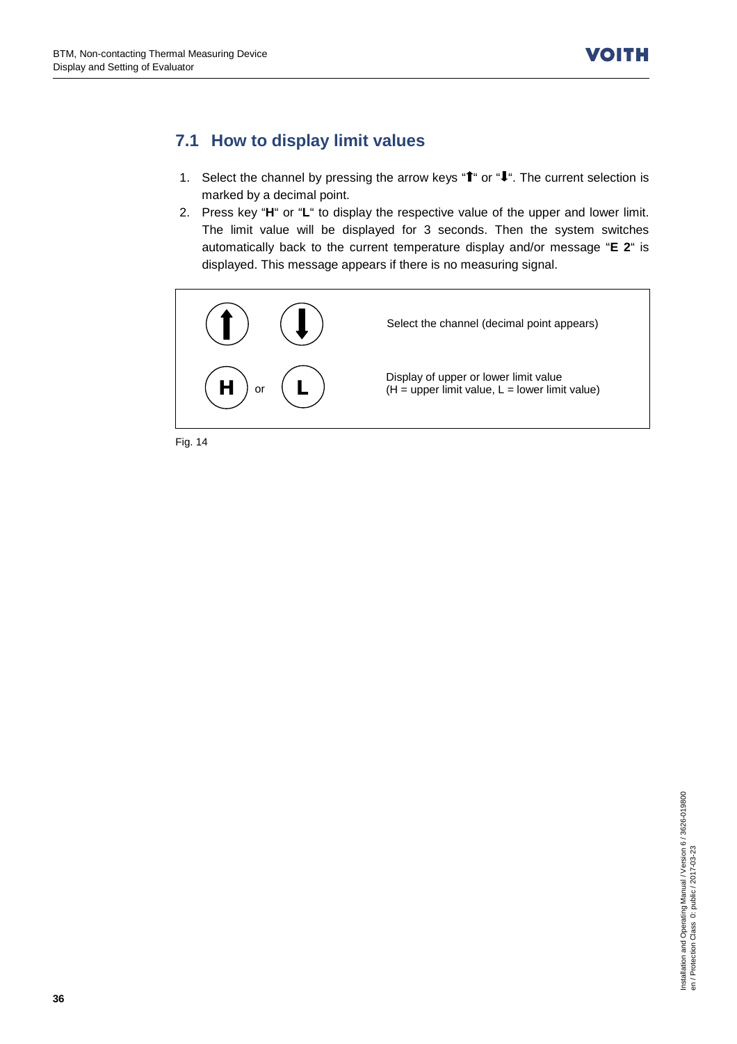## 7.1 How to display limit values

1. Select the channel by pressing the arrow keys "🠅" or "🠇". The current selection is marked by a decimal point.
2. Press key "**H**" or "**L**" to display the respective value of the upper and lower limit. The limit value will be displayed for 3 seconds. Then the system switches automatically back to the current temperature display and/or message "**E 2**" is displayed. This message appears if there is no measuring signal.

| Keys | Function |
| --- | --- |
| 🠅 🠇 | Select the channel (decimal point appears) |
| **H** or **L** | Display of upper or lower limit value<br>(H = upper limit value, L = lower limit value) |

Fig. 14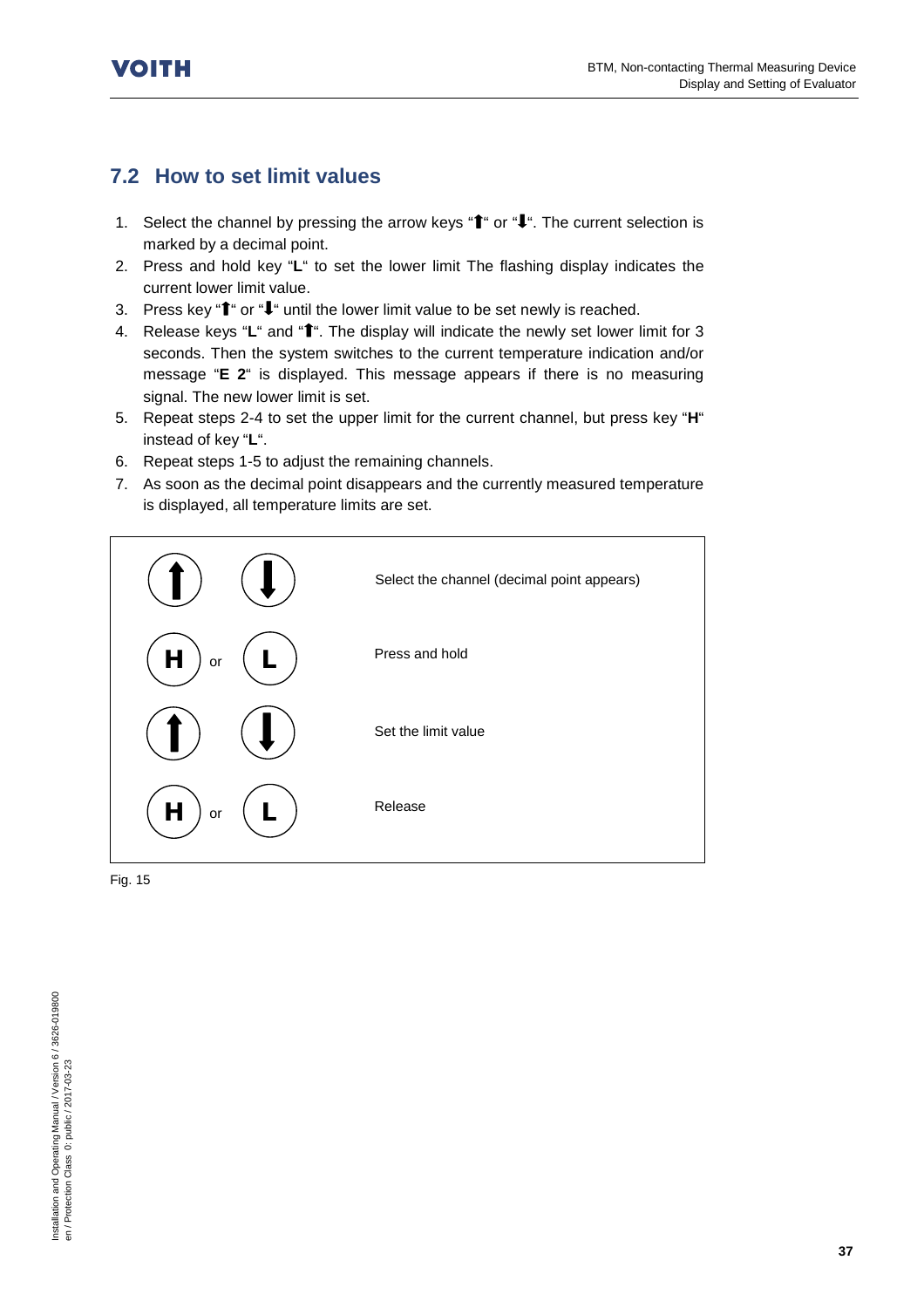## 7.2 How to set limit values

1. Select the channel by pressing the arrow keys "⬆" or "⬇". The current selection is marked by a decimal point.
2. Press and hold key "**L**" to set the lower limit The flashing display indicates the current lower limit value.
3. Press key "⬆" or "⬇" until the lower limit value to be set newly is reached.
4. Release keys "**L**" and "⬆". The display will indicate the newly set lower limit for 3 seconds. Then the system switches to the current temperature indication and/or message "**E 2**" is displayed. This message appears if there is no measuring signal. The new lower limit is set.
5. Repeat steps 2-4 to set the upper limit for the current channel, but press key "**H**" instead of key "**L**".
6. Repeat steps 1-5 to adjust the remaining channels.
7. As soon as the decimal point disappears and the currently measured temperature is displayed, all temperature limits are set.

| Keys | Action |
|---|---|
| ⬆ ⬇ | Select the channel (decimal point appears) |
| H or L | Press and hold |
| ⬆ ⬇ | Set the limit value |
| H or L | Release |

Fig. 15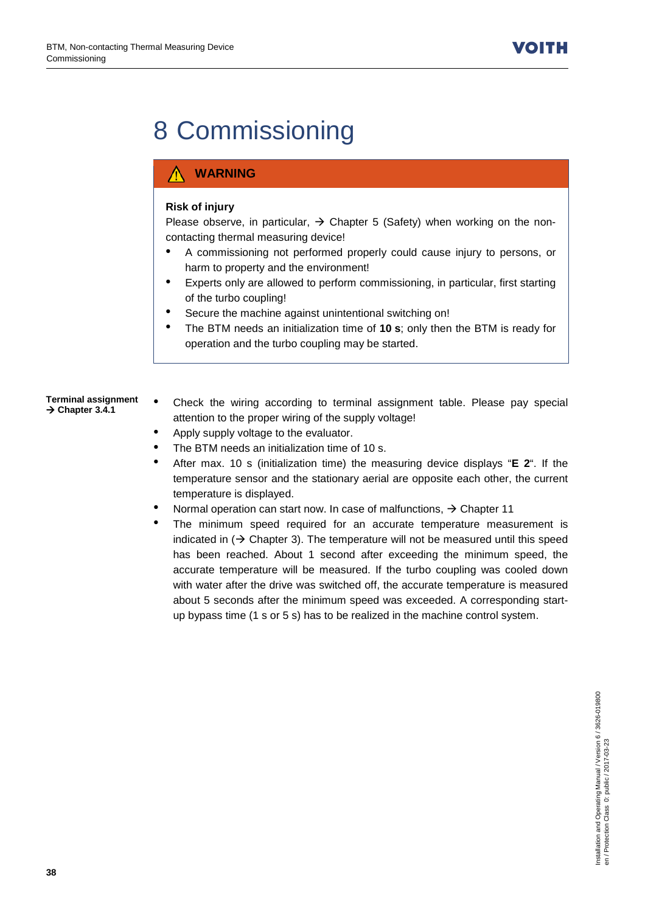# 8 Commissioning

> ⚠ **WARNING**
>
> **Risk of injury**
>
> Please observe, in particular, → Chapter 5 (Safety) when working on the non-contacting thermal measuring device!
>
> - A commissioning not performed properly could cause injury to persons, or harm to property and the environment!
> - Experts only are allowed to perform commissioning, in particular, first starting of the turbo coupling!
> - Secure the machine against unintentional switching on!
> - The BTM needs an initialization time of **10 s**; only then the BTM is ready for operation and the turbo coupling may be started.

**Terminal assignment → Chapter 3.4.1**

- Check the wiring according to terminal assignment table. Please pay special attention to the proper wiring of the supply voltage!
- Apply supply voltage to the evaluator.
- The BTM needs an initialization time of 10 s.
- After max. 10 s (initialization time) the measuring device displays "**E 2**". If the temperature sensor and the stationary aerial are opposite each other, the current temperature is displayed.
- Normal operation can start now. In case of malfunctions, → Chapter 11
- The minimum speed required for an accurate temperature measurement is indicated in (→ Chapter 3). The temperature will not be measured until this speed has been reached. About 1 second after exceeding the minimum speed, the accurate temperature will be measured. If the turbo coupling was cooled down with water after the drive was switched off, the accurate temperature is measured about 5 seconds after the minimum speed was exceeded. A corresponding start-up bypass time (1 s or 5 s) has to be realized in the machine control system.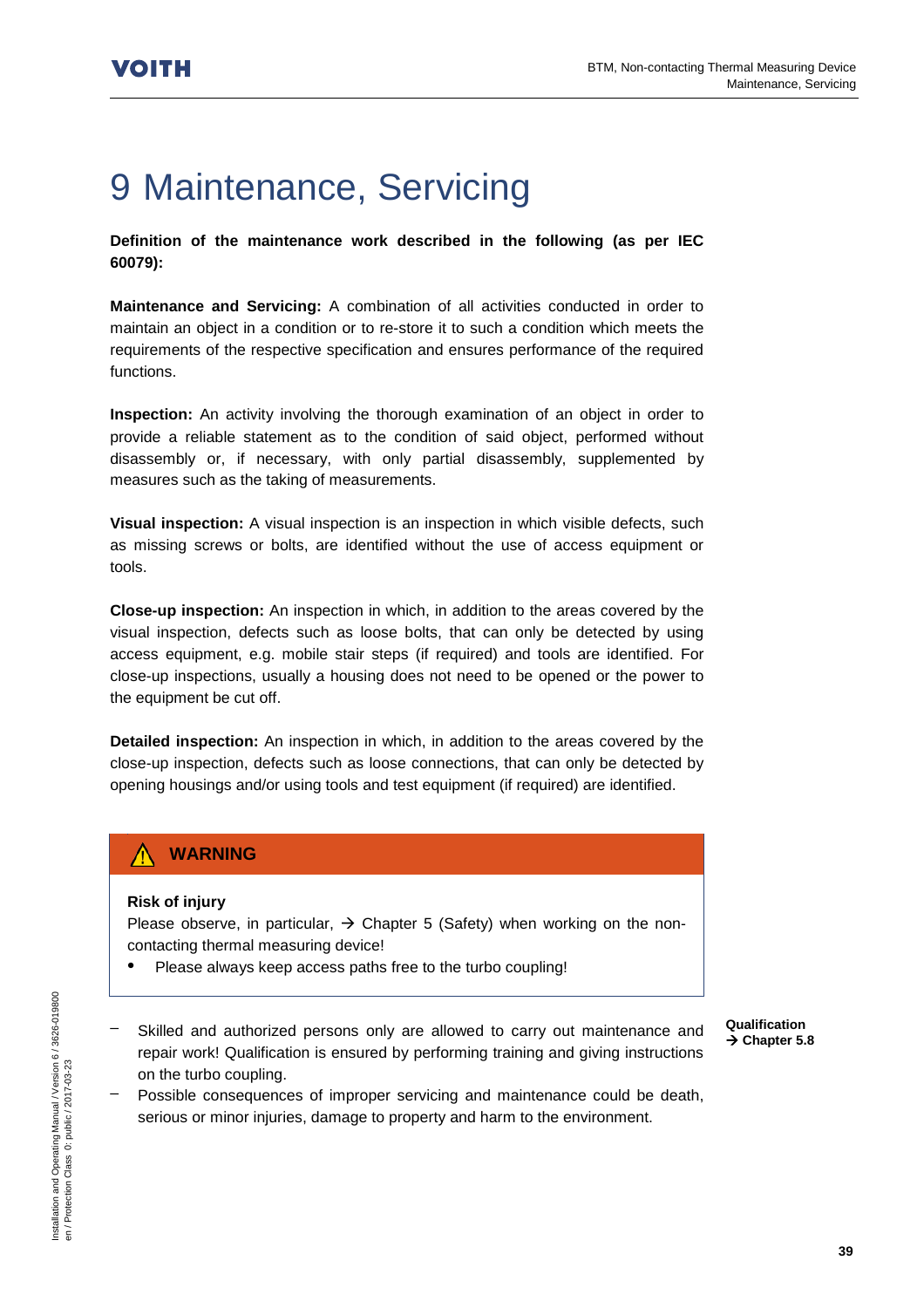# 9 Maintenance, Servicing

**Definition of the maintenance work described in the following (as per IEC 60079):**

**Maintenance and Servicing:** A combination of all activities conducted in order to maintain an object in a condition or to re-store it to such a condition which meets the requirements of the respective specification and ensures performance of the required functions.

**Inspection:** An activity involving the thorough examination of an object in order to provide a reliable statement as to the condition of said object, performed without disassembly or, if necessary, with only partial disassembly, supplemented by measures such as the taking of measurements.

**Visual inspection:** A visual inspection is an inspection in which visible defects, such as missing screws or bolts, are identified without the use of access equipment or tools.

**Close-up inspection:** An inspection in which, in addition to the areas covered by the visual inspection, defects such as loose bolts, that can only be detected by using access equipment, e.g. mobile stair steps (if required) and tools are identified. For close-up inspections, usually a housing does not need to be opened or the power to the equipment be cut off.

**Detailed inspection:** An inspection in which, in addition to the areas covered by the close-up inspection, defects such as loose connections, that can only be detected by opening housings and/or using tools and test equipment (if required) are identified.

> ⚠ **WARNING**
>
> **Risk of injury**
>
> Please observe, in particular, → Chapter 5 (Safety) when working on the non-contacting thermal measuring device!
>
> - Please always keep access paths free to the turbo coupling!

**Qualification → Chapter 5.8**

- Skilled and authorized persons only are allowed to carry out maintenance and repair work! Qualification is ensured by performing training and giving instructions on the turbo coupling.
- Possible consequences of improper servicing and maintenance could be death, serious or minor injuries, damage to property and harm to the environment.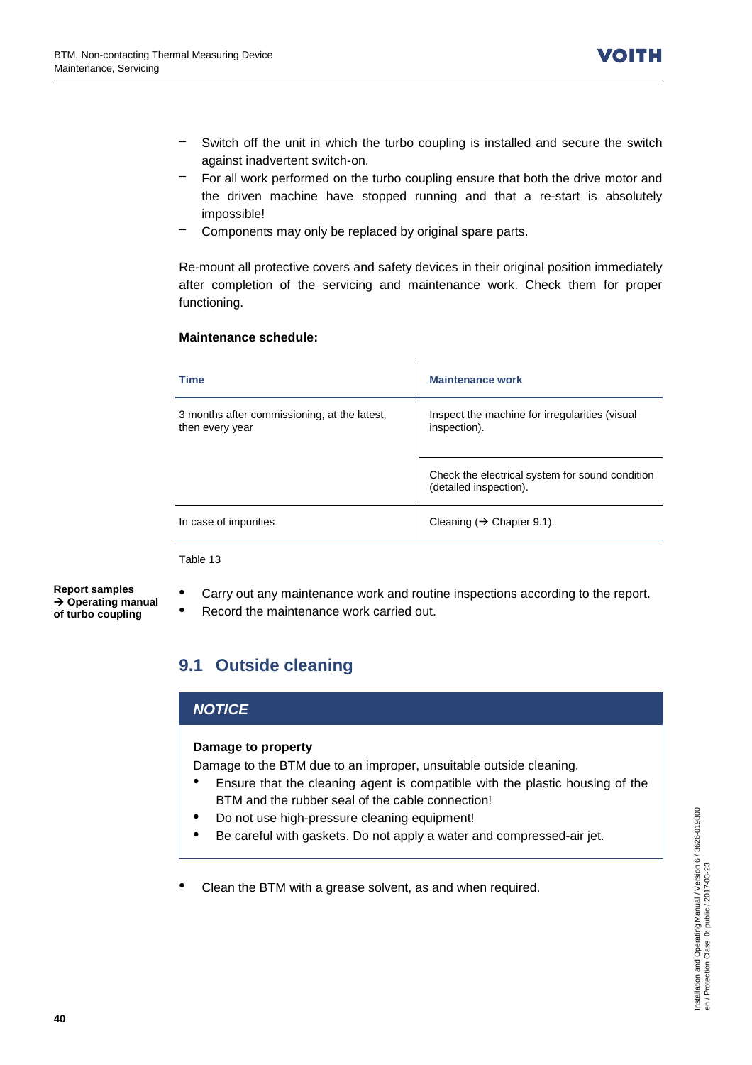- Switch off the unit in which the turbo coupling is installed and secure the switch against inadvertent switch-on.
- For all work performed on the turbo coupling ensure that both the drive motor and the driven machine have stopped running and that a re-start is absolutely impossible!
- Components may only be replaced by original spare parts.

Re-mount all protective covers and safety devices in their original position immediately after completion of the servicing and maintenance work. Check them for proper functioning.

**Maintenance schedule:**

| Time | Maintenance work |
|---|---|
| 3 months after commissioning, at the latest, then every year | Inspect the machine for irregularities (visual inspection). |
| | Check the electrical system for sound condition (detailed inspection). |
| In case of impurities | Cleaning (→ Chapter 9.1). |

Table 13

**Report samples → Operating manual of turbo coupling**

- Carry out any maintenance work and routine inspections according to the report.
- Record the maintenance work carried out.

## 9.1 Outside cleaning

> ***NOTICE***
>
> **Damage to property**
>
> Damage to the BTM due to an improper, unsuitable outside cleaning.
> - Ensure that the cleaning agent is compatible with the plastic housing of the BTM and the rubber seal of the cable connection!
> - Do not use high-pressure cleaning equipment!
> - Be careful with gaskets. Do not apply a water and compressed-air jet.

- Clean the BTM with a grease solvent, as and when required.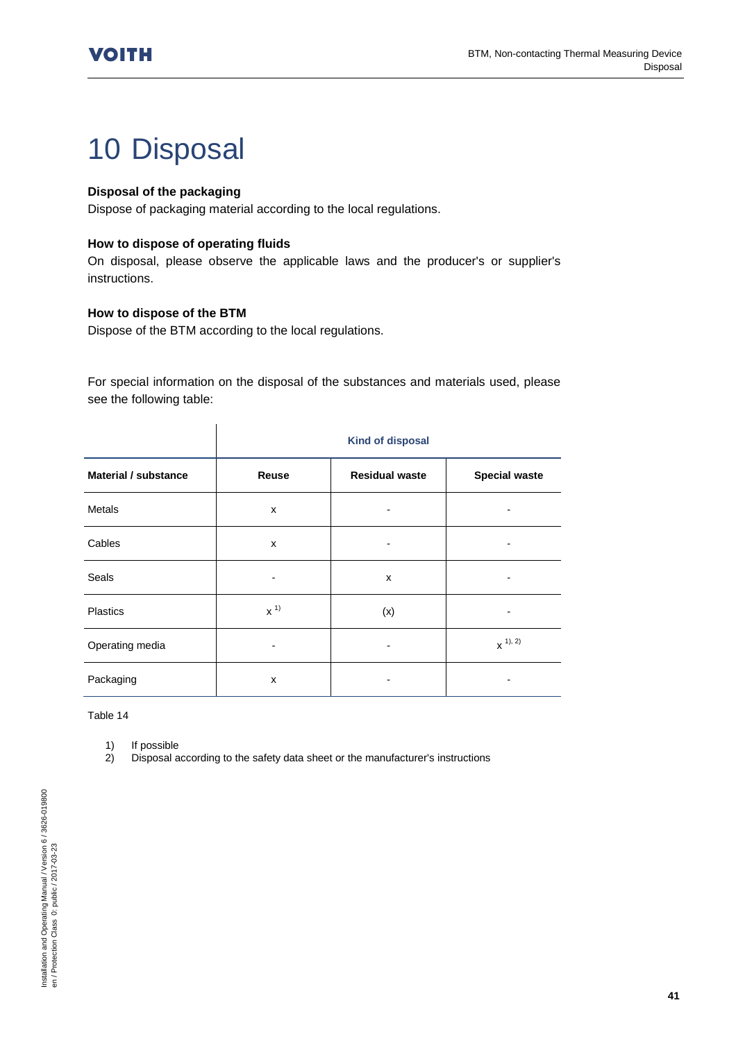# 10 Disposal

**Disposal of the packaging**

Dispose of packaging material according to the local regulations.

**How to dispose of operating fluids**

On disposal, please observe the applicable laws and the producer's or supplier's instructions.

**How to dispose of the BTM**

Dispose of the BTM according to the local regulations.

For special information on the disposal of the substances and materials used, please see the following table:

| | Kind of disposal | | |
|---|---|---|---|
| **Material / substance** | **Reuse** | **Residual waste** | **Special waste** |
| Metals | x | - | - |
| Cables | x | - | - |
| Seals | - | x | - |
| Plastics | x [1)] | (x) | - |
| Operating media | - | - | x [1), 2)] |
| Packaging | x | - | - |

Table 14

1) If possible
2) Disposal according to the safety data sheet or the manufacturer's instructions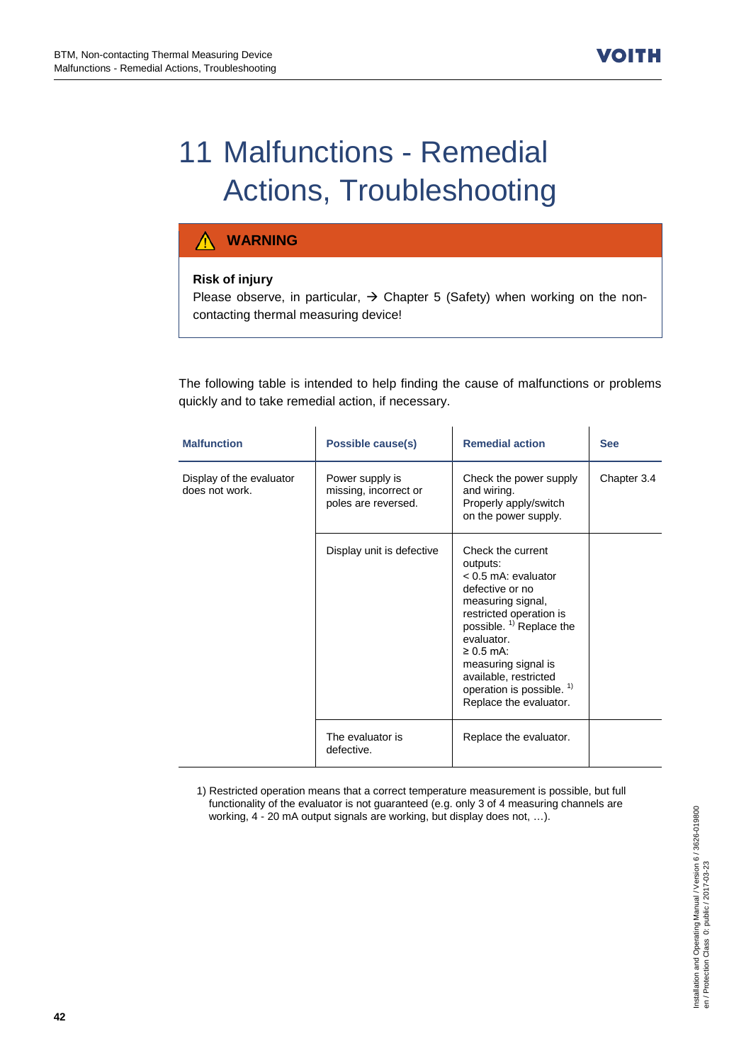# 11 Malfunctions - Remedial Actions, Troubleshooting

> ⚠ **WARNING**
>
> **Risk of injury**
>
> Please observe, in particular, → Chapter 5 (Safety) when working on the non-contacting thermal measuring device!

The following table is intended to help finding the cause of malfunctions or problems quickly and to take remedial action, if necessary.

| Malfunction | Possible cause(s) | Remedial action | See |
|---|---|---|---|
| Display of the evaluator does not work. | Power supply is missing, incorrect or poles are reversed. | Check the power supply and wiring.<br>Properly apply/switch on the power supply. | Chapter 3.4 |
| | Display unit is defective | Check the current outputs:<br>< 0.5 mA: evaluator defective or no measuring signal, restricted operation is possible. [1] Replace the evaluator.<br>≥ 0.5 mA: measuring signal is available, restricted operation is possible. [1] Replace the evaluator. | |
| | The evaluator is defective. | Replace the evaluator. | |

1) Restricted operation means that a correct temperature measurement is possible, but full functionality of the evaluator is not guaranteed (e.g. only 3 of 4 measuring channels are working, 4 - 20 mA output signals are working, but display does not, …).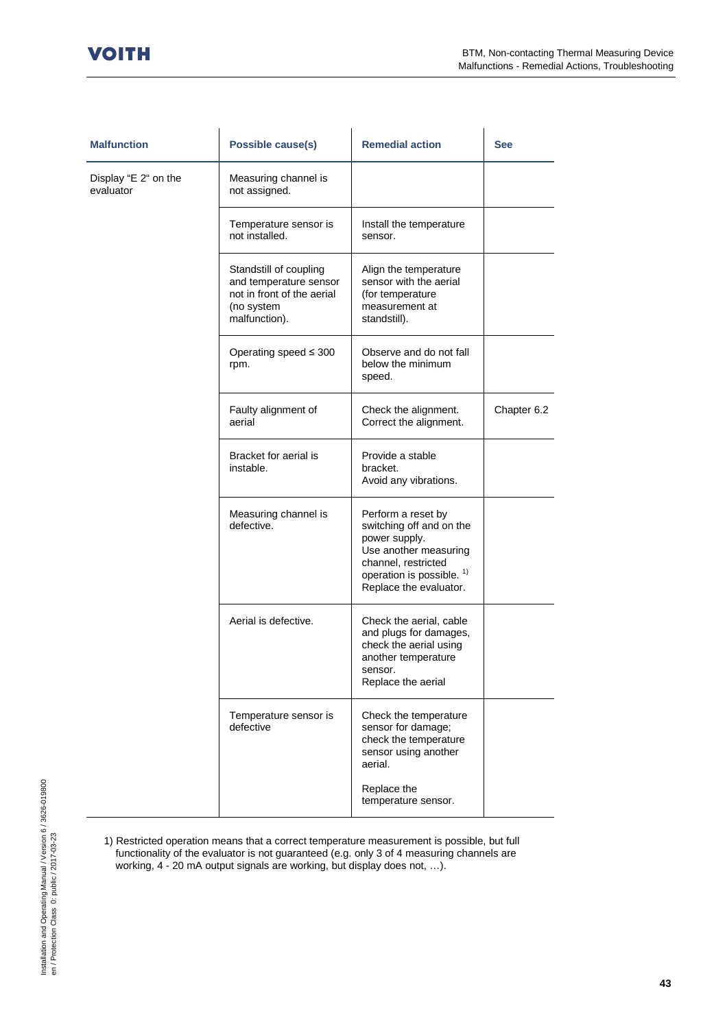| Malfunction | Possible cause(s) | Remedial action | See |
|---|---|---|---|
| Display “E 2“ on the evaluator | Measuring channel is not assigned. | | |
| | Temperature sensor is not installed. | Install the temperature sensor. | |
| | Standstill of coupling and temperature sensor not in front of the aerial (no system malfunction). | Align the temperature sensor with the aerial (for temperature measurement at standstill). | |
| | Operating speed ≤ 300 rpm. | Observe and do not fall below the minimum speed. | |
| | Faulty alignment of aerial | Check the alignment. Correct the alignment. | Chapter 6.2 |
| | Bracket for aerial is instable. | Provide a stable bracket. Avoid any vibrations. | |
| | Measuring channel is defective. | Perform a reset by switching off and on the power supply. Use another measuring channel, restricted operation is possible. [1) ] Replace the evaluator. | |
| | Aerial is defective. | Check the aerial, cable and plugs for damages, check the aerial using another temperature sensor. Replace the aerial | |
| | Temperature sensor is defective | Check the temperature sensor for damage; check the temperature sensor using another aerial. Replace the temperature sensor. | |

1) Restricted operation means that a correct temperature measurement is possible, but full functionality of the evaluator is not guaranteed (e.g. only 3 of 4 measuring channels are working, 4 - 20 mA output signals are working, but display does not, …).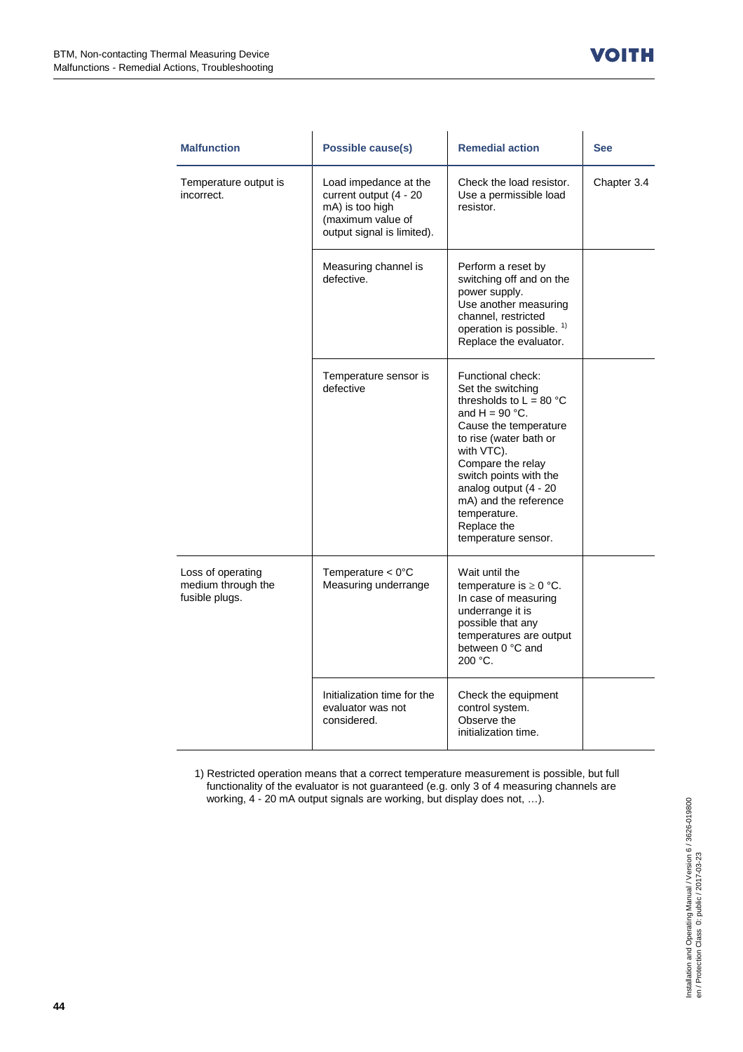| Malfunction | Possible cause(s) | Remedial action | See |
|---|---|---|---|
| Temperature output is incorrect. | Load impedance at the current output (4 - 20 mA) is too high (maximum value of output signal is limited). | Check the load resistor. Use a permissible load resistor. | Chapter 3.4 |
| | Measuring channel is defective. | Perform a reset by switching off and on the power supply. Use another measuring channel, restricted operation is possible. [1] Replace the evaluator. | |
| | Temperature sensor is defective | Functional check: Set the switching thresholds to L = 80 °C and H = 90 °C. Cause the temperature to rise (water bath or with VTC). Compare the relay switch points with the analog output (4 - 20 mA) and the reference temperature. Replace the temperature sensor. | |
| Loss of operating medium through the fusible plugs. | Temperature < 0°C Measuring underrange | Wait until the temperature is ≥ 0 °C. In case of measuring underrange it is possible that any temperatures are output between 0 °C and 200 °C. | |
| | Initialization time for the evaluator was not considered. | Check the equipment control system. Observe the initialization time. | |

1) Restricted operation means that a correct temperature measurement is possible, but full functionality of the evaluator is not guaranteed (e.g. only 3 of 4 measuring channels are working, 4 - 20 mA output signals are working, but display does not, …).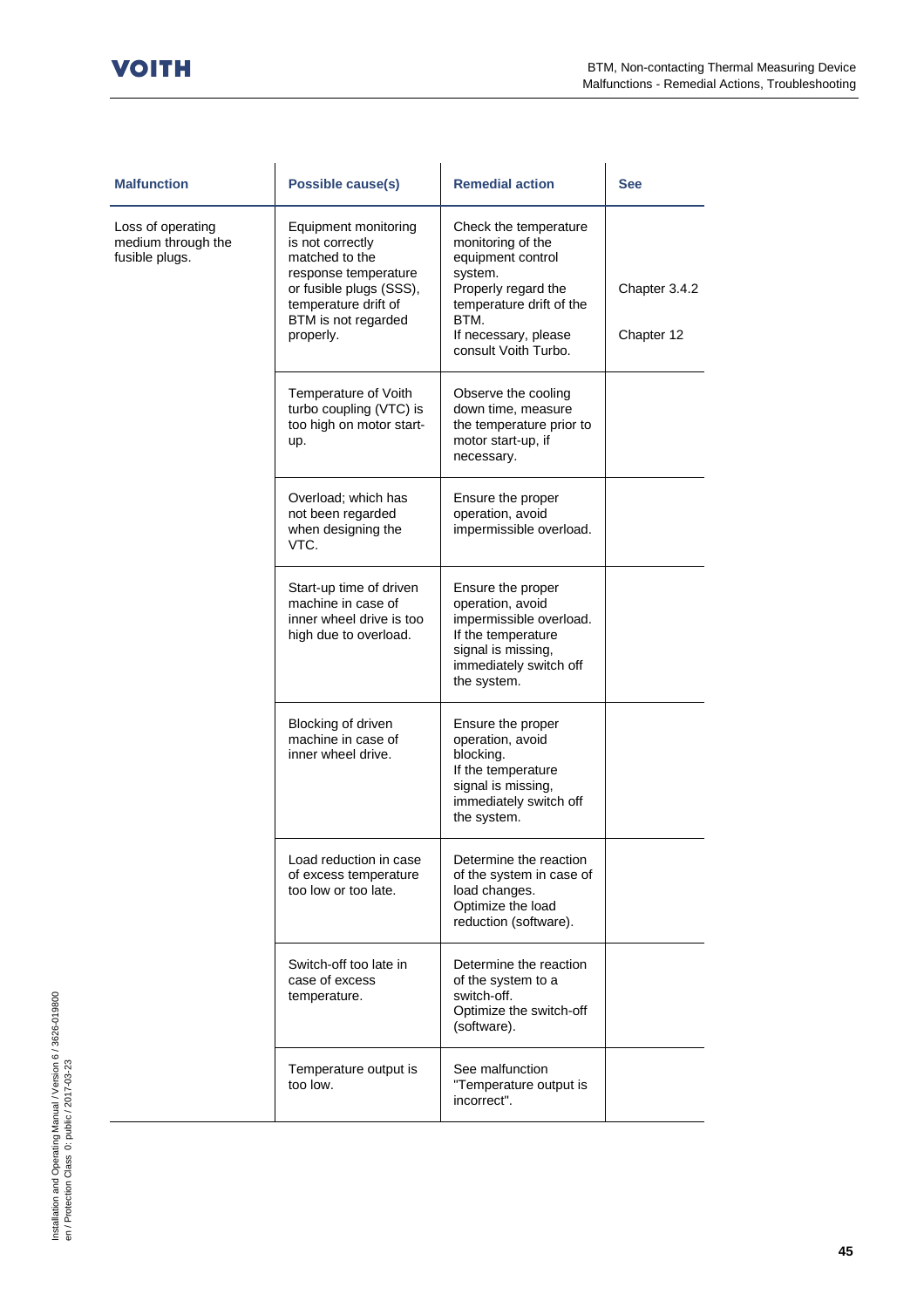| Malfunction | Possible cause(s) | Remedial action | See |
|---|---|---|---|
| Loss of operating medium through the fusible plugs. | Equipment monitoring is not correctly matched to the response temperature or fusible plugs (SSS), temperature drift of BTM is not regarded properly. | Check the temperature monitoring of the equipment control system. Properly regard the temperature drift of the BTM. If necessary, please consult Voith Turbo. | Chapter 3.4.2 Chapter 12 |
| | Temperature of Voith turbo coupling (VTC) is too high on motor start-up. | Observe the cooling down time, measure the temperature prior to motor start-up, if necessary. | |
| | Overload; which has not been regarded when designing the VTC. | Ensure the proper operation, avoid impermissible overload. | |
| | Start-up time of driven machine in case of inner wheel drive is too high due to overload. | Ensure the proper operation, avoid impermissible overload. If the temperature signal is missing, immediately switch off the system. | |
| | Blocking of driven machine in case of inner wheel drive. | Ensure the proper operation, avoid blocking. If the temperature signal is missing, immediately switch off the system. | |
| | Load reduction in case of excess temperature too low or too late. | Determine the reaction of the system in case of load changes. Optimize the load reduction (software). | |
| | Switch-off too late in case of excess temperature. | Determine the reaction of the system to a switch-off. Optimize the switch-off (software). | |
| | Temperature output is too low. | See malfunction "Temperature output is incorrect". | |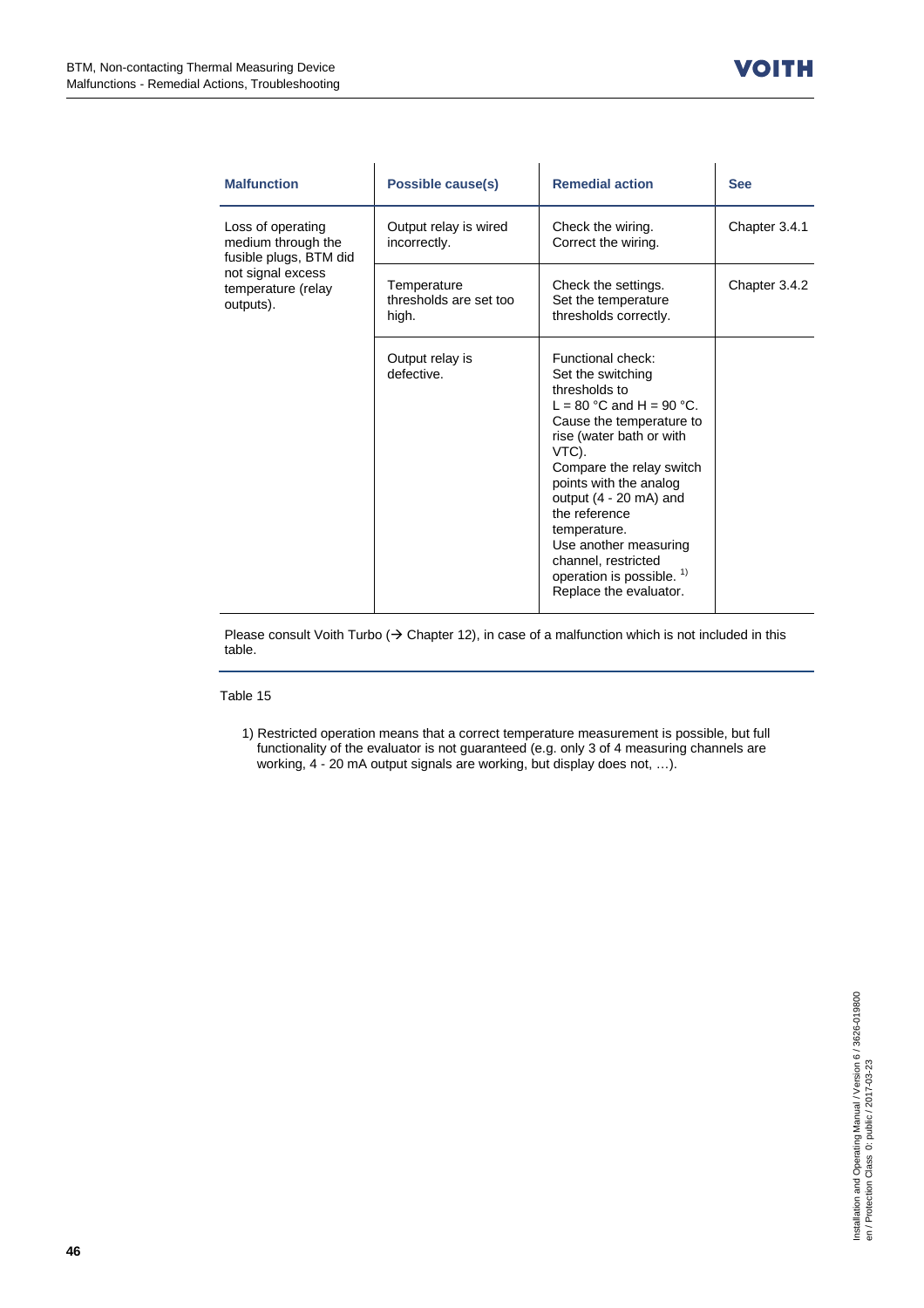| Malfunction | Possible cause(s) | Remedial action | See |
|---|---|---|---|
| Loss of operating medium through the fusible plugs, BTM did not signal excess temperature (relay outputs). | Output relay is wired incorrectly. | Check the wiring. Correct the wiring. | Chapter 3.4.1 |
| | Temperature thresholds are set too high. | Check the settings. Set the temperature thresholds correctly. | Chapter 3.4.2 |
| | Output relay is defective. | Functional check: Set the switching thresholds to L = 80 °C and H = 90 °C. Cause the temperature to rise (water bath or with VTC). Compare the relay switch points with the analog output (4 - 20 mA) and the reference temperature. Use another measuring channel, restricted operation is possible. 1) Replace the evaluator. | |

Please consult Voith Turbo (→ Chapter 12), in case of a malfunction which is not included in this table.

Table 15

1) Restricted operation means that a correct temperature measurement is possible, but full functionality of the evaluator is not guaranteed (e.g. only 3 of 4 measuring channels are working, 4 - 20 mA output signals are working, but display does not, …).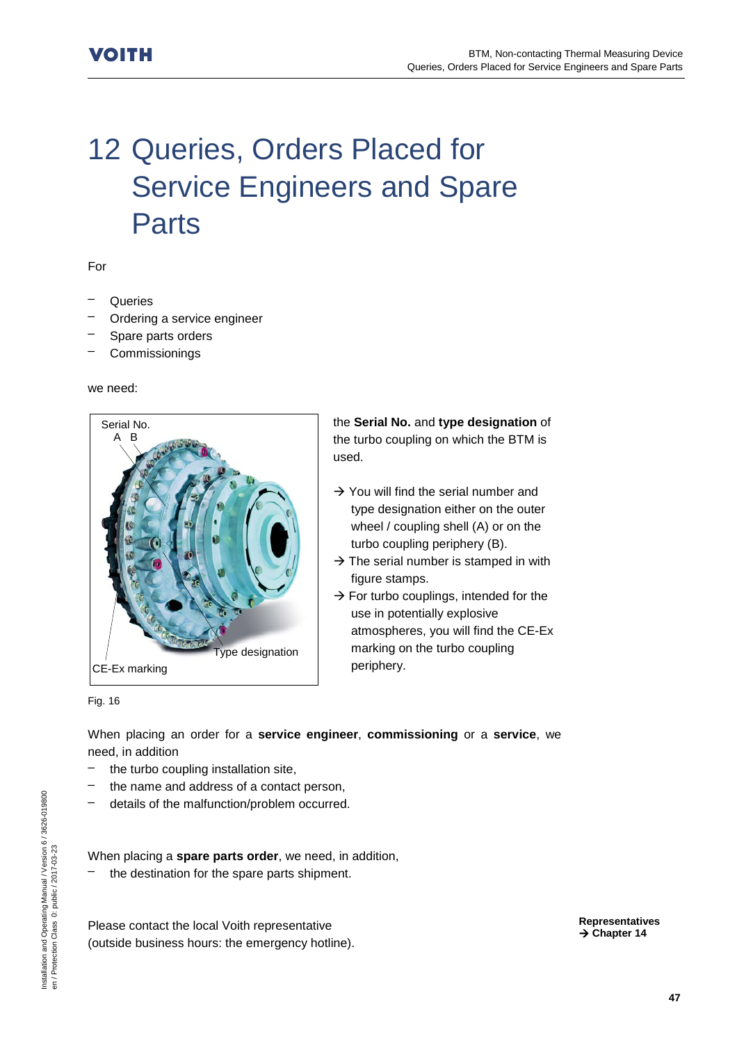# 12 Queries, Orders Placed for Service Engineers and Spare Parts

For

- Queries
- Ordering a service engineer
- Spare parts orders
- Commissionings

we need:

Serial No.
A B

Type designation

CE-Ex marking

Fig. 16

the **Serial No.** and **type designation** of the turbo coupling on which the BTM is used.

→ You will find the serial number and type designation either on the outer wheel / coupling shell (A) or on the turbo coupling periphery (B).

→ The serial number is stamped in with figure stamps.

→ For turbo couplings, intended for the use in potentially explosive atmospheres, you will find the CE-Ex marking on the turbo coupling periphery.

When placing an order for a **service engineer**, **commissioning** or a **service**, we need, in addition

- the turbo coupling installation site,
- the name and address of a contact person,
- details of the malfunction/problem occurred.

When placing a **spare parts order**, we need, in addition,

- the destination for the spare parts shipment.

Please contact the local Voith representative (outside business hours: the emergency hotline).

**Representatives**
**→ Chapter 14**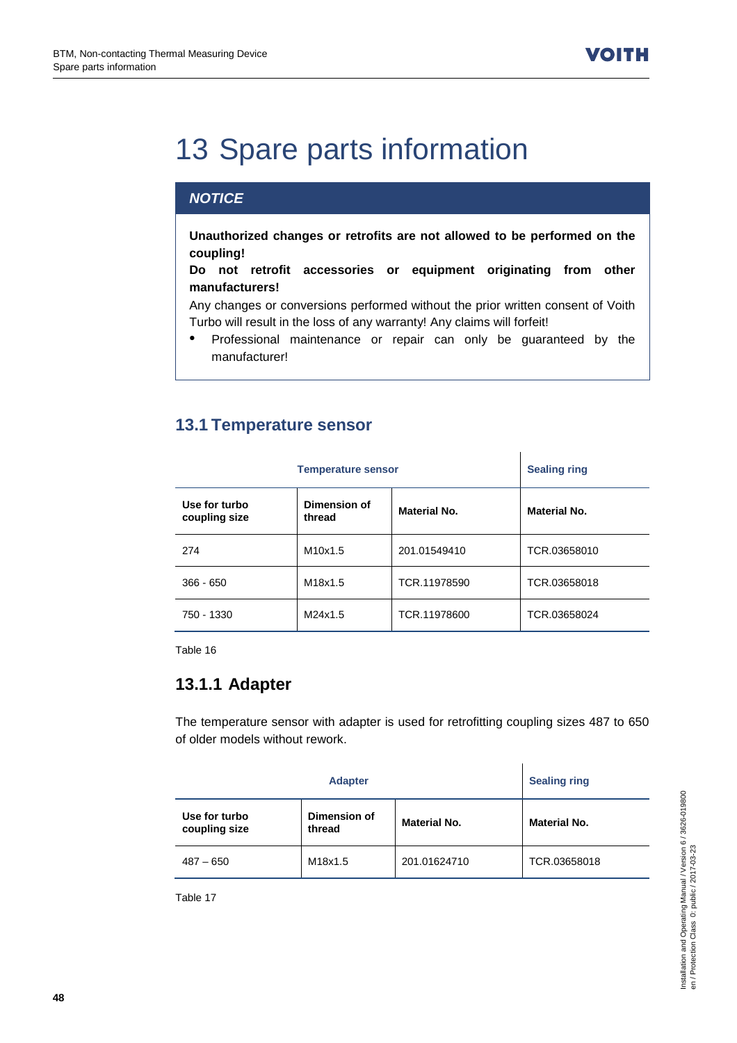# 13 Spare parts information

**NOTICE**

**Unauthorized changes or retrofits are not allowed to be performed on the coupling!**

**Do not retrofit accessories or equipment originating from other manufacturers!**

Any changes or conversions performed without the prior written consent of Voith Turbo will result in the loss of any warranty! Any claims will forfeit!

- Professional maintenance or repair can only be guaranteed by the manufacturer!

## 13.1 Temperature sensor

| Temperature sensor | | | Sealing ring |
|---|---|---|---|
| **Use for turbo coupling size** | **Dimension of thread** | **Material No.** | **Material No.** |
| 274 | M10x1.5 | 201.01549410 | TCR.03658010 |
| 366 - 650 | M18x1.5 | TCR.11978590 | TCR.03658018 |
| 750 - 1330 | M24x1.5 | TCR.11978600 | TCR.03658024 |

Table 16

### 13.1.1 Adapter

The temperature sensor with adapter is used for retrofitting coupling sizes 487 to 650 of older models without rework.

| Adapter | | | Sealing ring |
|---|---|---|---|
| **Use for turbo coupling size** | **Dimension of thread** | **Material No.** | **Material No.** |
| 487 – 650 | M18x1.5 | 201.01624710 | TCR.03658018 |

Table 17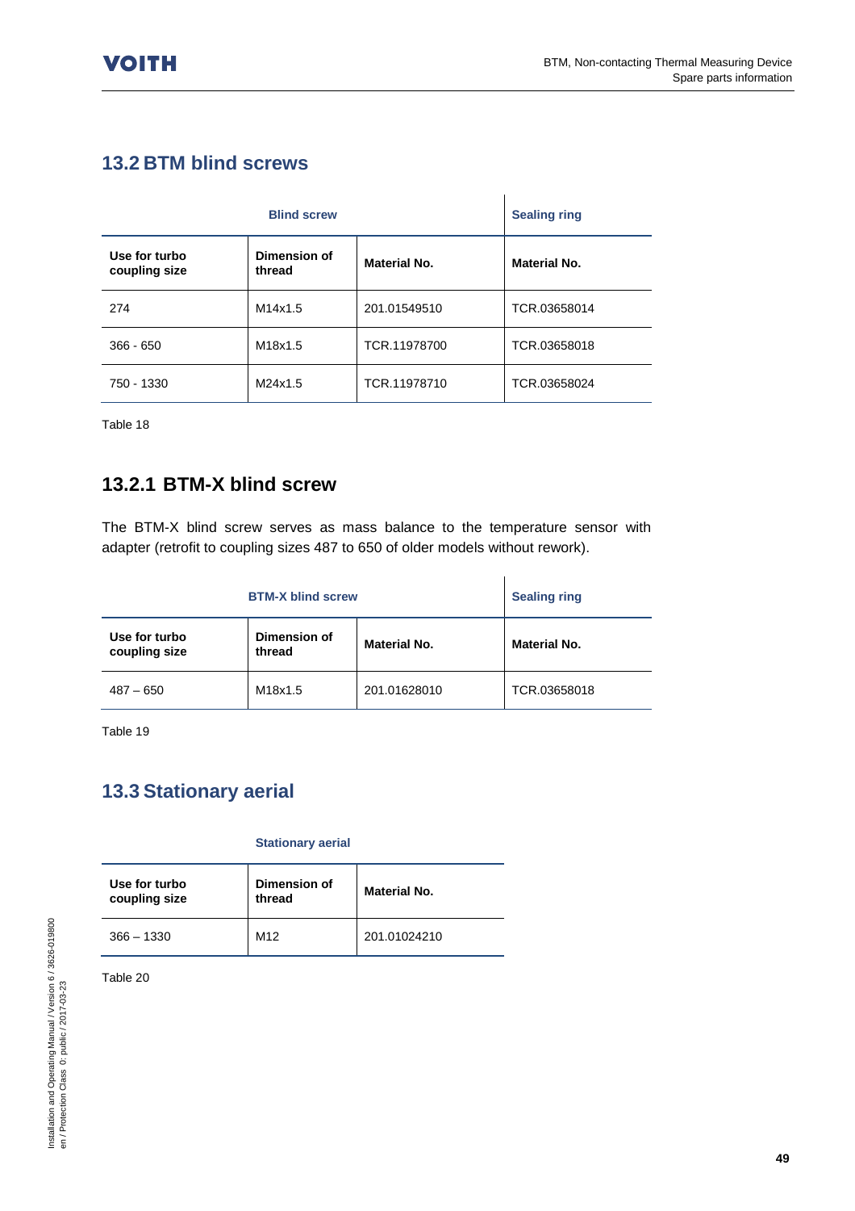## 13.2 BTM blind screws

| Blind screw | | | Sealing ring |
|---|---|---|---|
| **Use for turbo coupling size** | **Dimension of thread** | **Material No.** | **Material No.** |
| 274 | M14x1.5 | 201.01549510 | TCR.03658014 |
| 366 - 650 | M18x1.5 | TCR.11978700 | TCR.03658018 |
| 750 - 1330 | M24x1.5 | TCR.11978710 | TCR.03658024 |

Table 18

### 13.2.1 BTM-X blind screw

The BTM-X blind screw serves as mass balance to the temperature sensor with adapter (retrofit to coupling sizes 487 to 650 of older models without rework).

| BTM-X blind screw | | | Sealing ring |
|---|---|---|---|
| **Use for turbo coupling size** | **Dimension of thread** | **Material No.** | **Material No.** |
| 487 – 650 | M18x1.5 | 201.01628010 | TCR.03658018 |

Table 19

## 13.3 Stationary aerial

| Stationary aerial | | |
|---|---|---|
| **Use for turbo coupling size** | **Dimension of thread** | **Material No.** |
| 366 – 1330 | M12 | 201.01024210 |

Table 20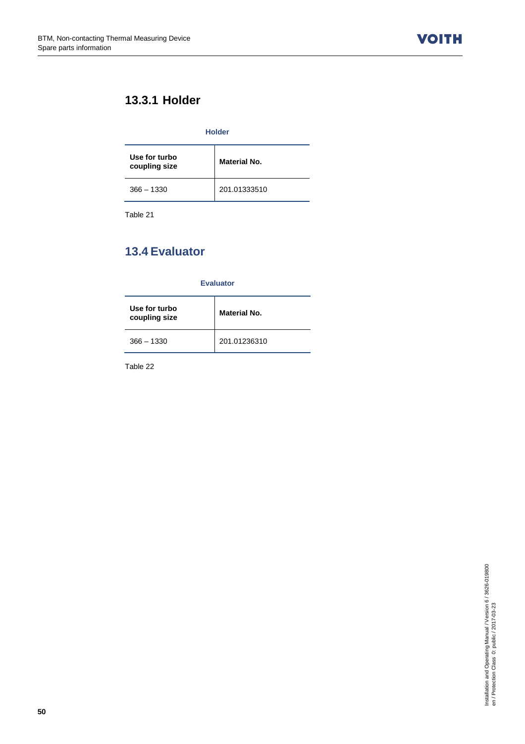### 13.3.1 Holder

**Holder**

| Use for turbo coupling size | Material No. |
| --- | --- |
| 366 – 1330 | 201.01333510 |

Table 21

## 13.4 Evaluator

**Evaluator**

| Use for turbo coupling size | Material No. |
| --- | --- |
| 366 – 1330 | 201.01236310 |

Table 22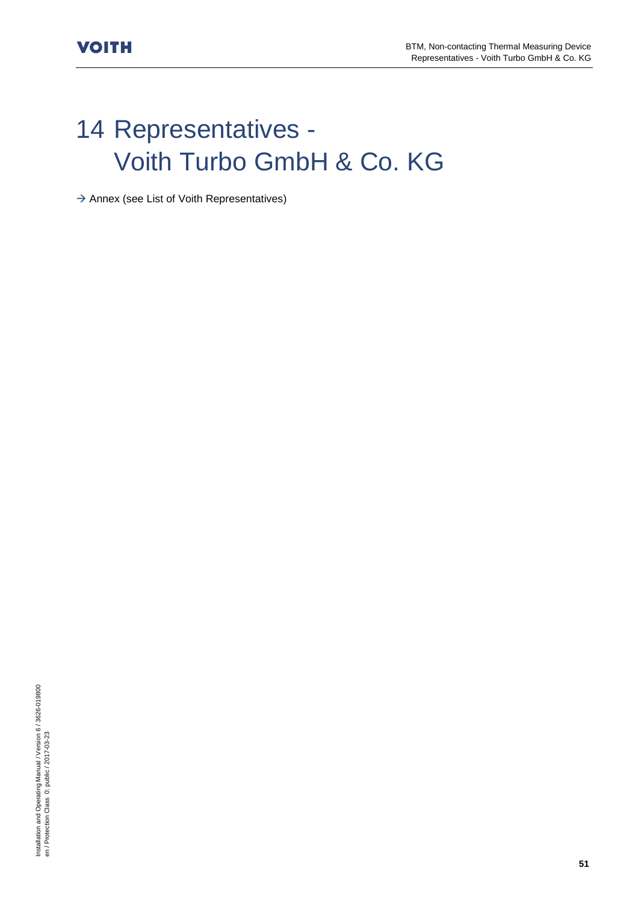# 14 Representatives - Voith Turbo GmbH & Co. KG

→ Annex (see List of Voith Representatives)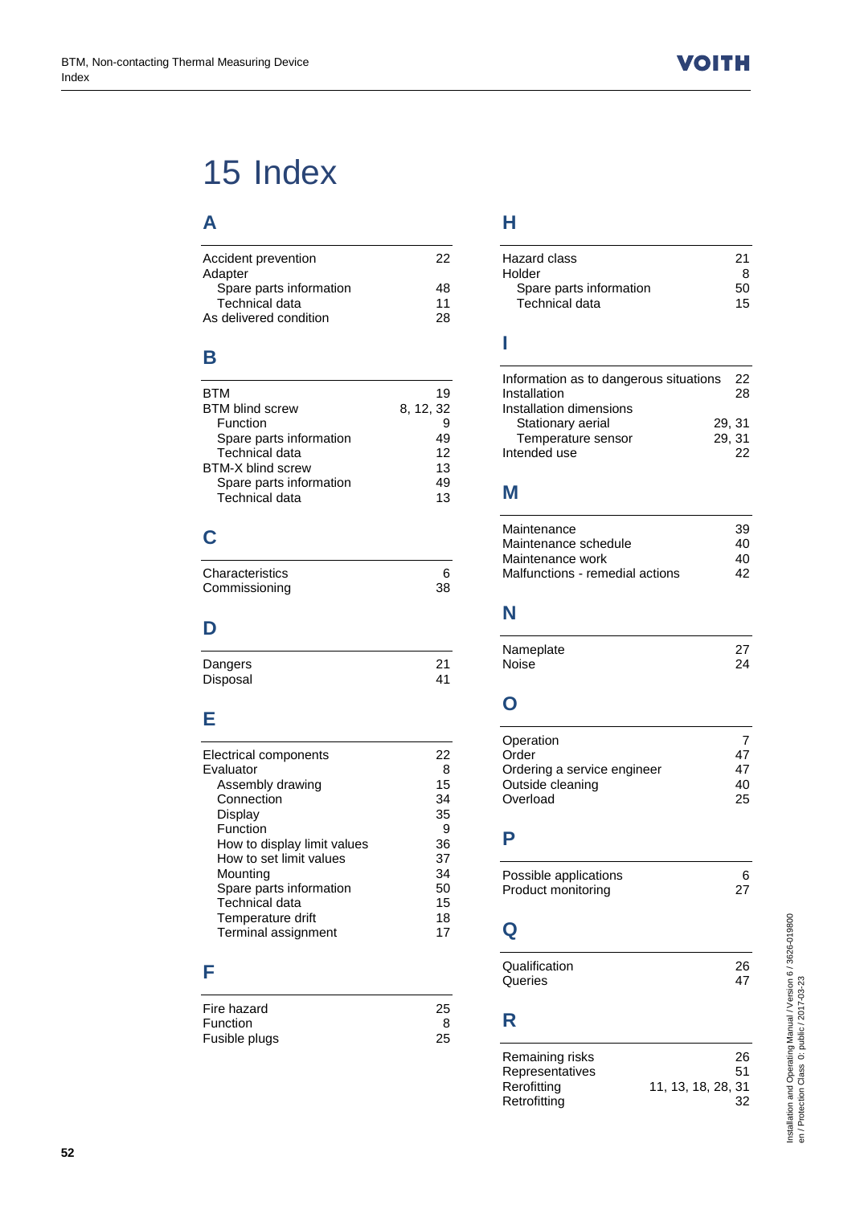# 15 Index

## A

| | |
|---|---|
| Accident prevention | 22 |
| Adapter | |
| Spare parts information | 48 |
| Technical data | 11 |
| As delivered condition | 28 |

## B

| | |
|---|---|
| BTM | 19 |
| BTM blind screw | 8, 12, 32 |
| Function | 9 |
| Spare parts information | 49 |
| Technical data | 12 |
| BTM-X blind screw | 13 |
| Spare parts information | 49 |
| Technical data | 13 |

## C

| | |
|---|---|
| Characteristics | 6 |
| Commissioning | 38 |

## D

| | |
|---|---|
| Dangers | 21 |
| Disposal | 41 |

## E

| | |
|---|---|
| Electrical components | 22 |
| Evaluator | 8 |
| Assembly drawing | 15 |
| Connection | 34 |
| Display | 35 |
| Function | 9 |
| How to display limit values | 36 |
| How to set limit values | 37 |
| Mounting | 34 |
| Spare parts information | 50 |
| Technical data | 15 |
| Temperature drift | 18 |
| Terminal assignment | 17 |

## F

| | |
|---|---|
| Fire hazard | 25 |
| Function | 8 |
| Fusible plugs | 25 |

## H

| | |
|---|---|
| Hazard class | 21 |
| Holder | 8 |
| Spare parts information | 50 |
| Technical data | 15 |

## I

| | |
|---|---|
| Information as to dangerous situations | 22 |
| Installation | 28 |
| Installation dimensions | |
| Stationary aerial | 29, 31 |
| Temperature sensor | 29, 31 |
| Intended use | 22 |

## M

| | |
|---|---|
| Maintenance | 39 |
| Maintenance schedule | 40 |
| Maintenance work | 40 |
| Malfunctions - remedial actions | 42 |

## N

| | |
|---|---|
| Nameplate | 27 |
| Noise | 24 |

## O

| | |
|---|---|
| Operation | 7 |
| Order | 47 |
| Ordering a service engineer | 47 |
| Outside cleaning | 40 |
| Overload | 25 |

## P

| | |
|---|---|
| Possible applications | 6 |
| Product monitoring | 27 |

## Q

| | |
|---|---|
| Qualification | 26 |
| Queries | 47 |

## R

| | |
|---|---|
| Remaining risks | 26 |
| Representatives | 51 |
| Rerofitting | 11, 13, 18, 28, 31 |
| Retrofitting | 32 |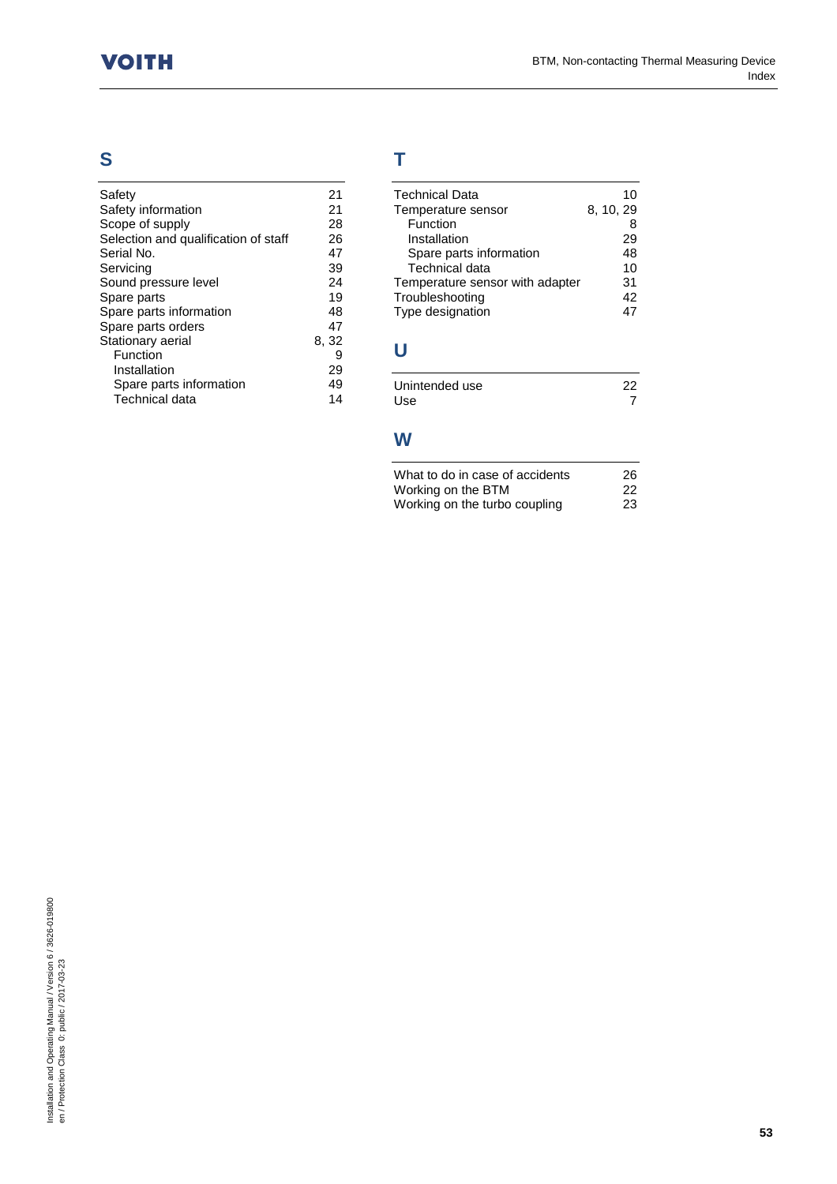## S

| | |
|---|---|
| Safety | 21 |
| Safety information | 21 |
| Scope of supply | 28 |
| Selection and qualification of staff | 26 |
| Serial No. | 47 |
| Servicing | 39 |
| Sound pressure level | 24 |
| Spare parts | 19 |
| Spare parts information | 48 |
| Spare parts orders | 47 |
| Stationary aerial | 8, 32 |
| Function | 9 |
| Installation | 29 |
| Spare parts information | 49 |
| Technical data | 14 |

## T

| | |
|---|---|
| Technical Data | 10 |
| Temperature sensor | 8, 10, 29 |
| Function | 8 |
| Installation | 29 |
| Spare parts information | 48 |
| Technical data | 10 |
| Temperature sensor with adapter | 31 |
| Troubleshooting | 42 |
| Type designation | 47 |

## U

| | |
|---|---|
| Unintended use | 22 |
| Use | 7 |

## W

| | |
|---|---|
| What to do in case of accidents | 26 |
| Working on the BTM | 22 |
| Working on the turbo coupling | 23 |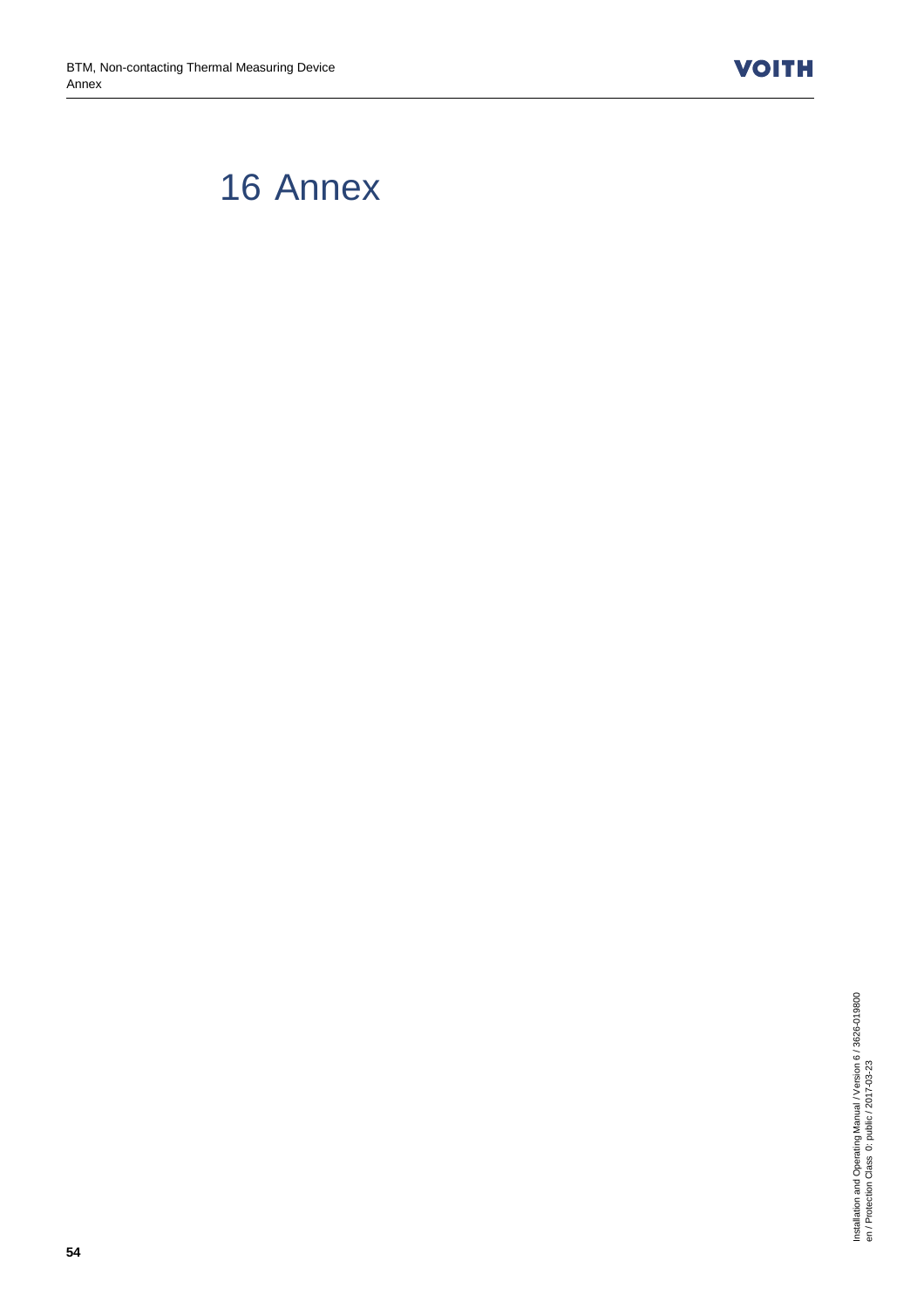# 16 Annex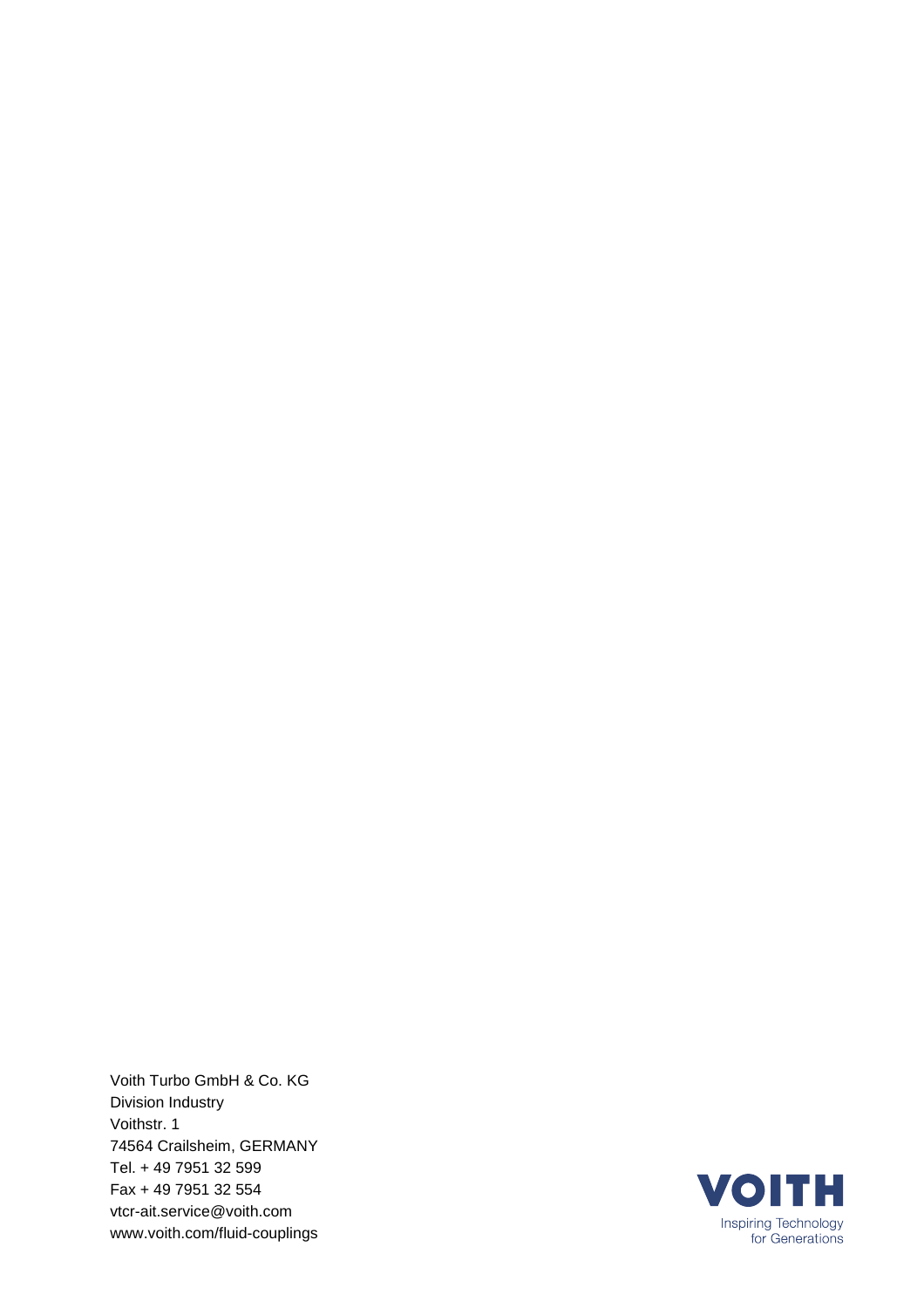Voith Turbo GmbH & Co. KG
Division Industry
Voithstr. 1
74564 Crailsheim, GERMANY
Tel. + 49 7951 32 599
Fax + 49 7951 32 554
vtcr-ait.service@voith.com
www.voith.com/fluid-couplings

VOITH
Inspiring Technology
for Generations